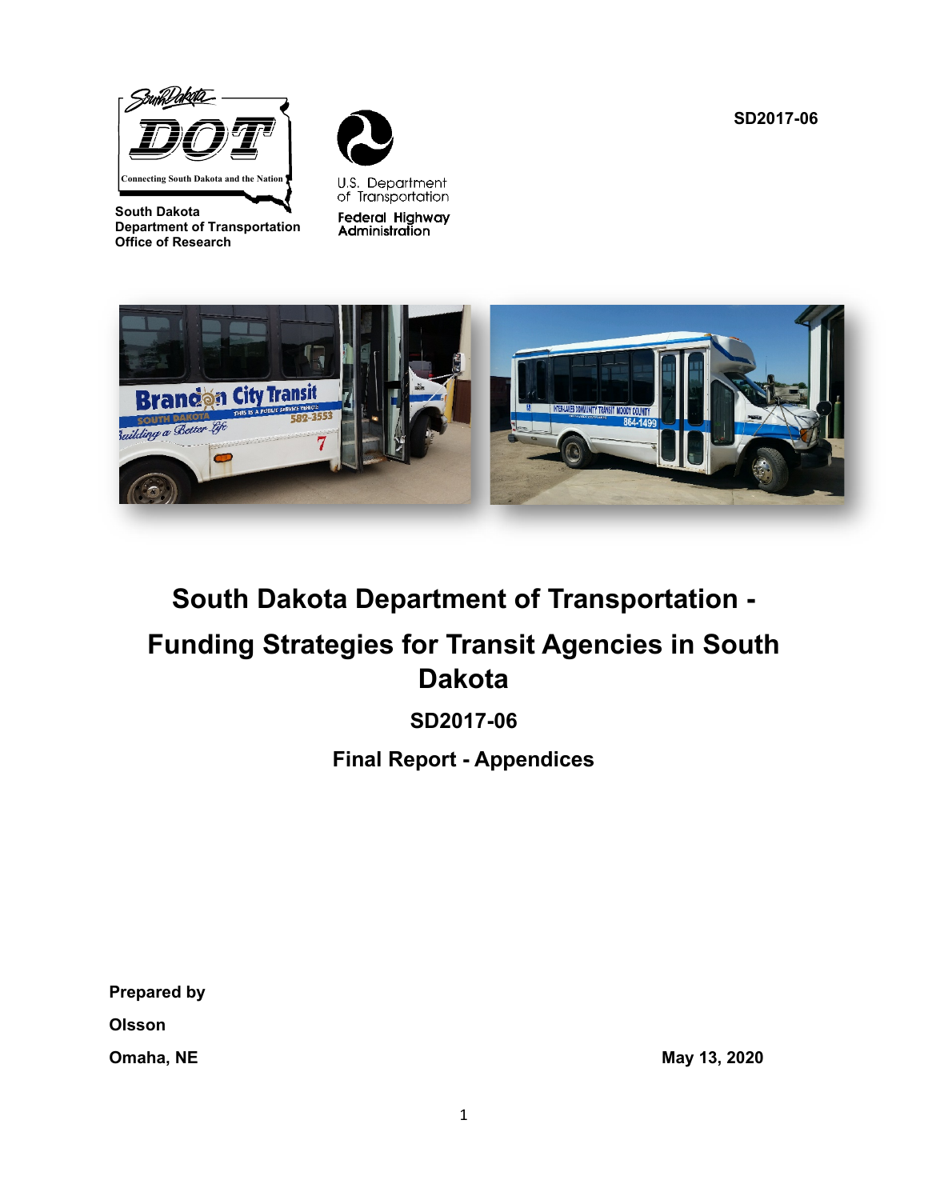South Dakota Department of Transportation Office of Research

U.S. Department of Transportation Federal Highway Administration

SD2017-06

# South Dakota Department of Transportation - Funding Strategies for Transit Agencies in South Dakota

## SD2017-06

## Final Report - Appendices

**Prepared by**

**Olsson**

**Omaha, NE**

**May 13, 2020**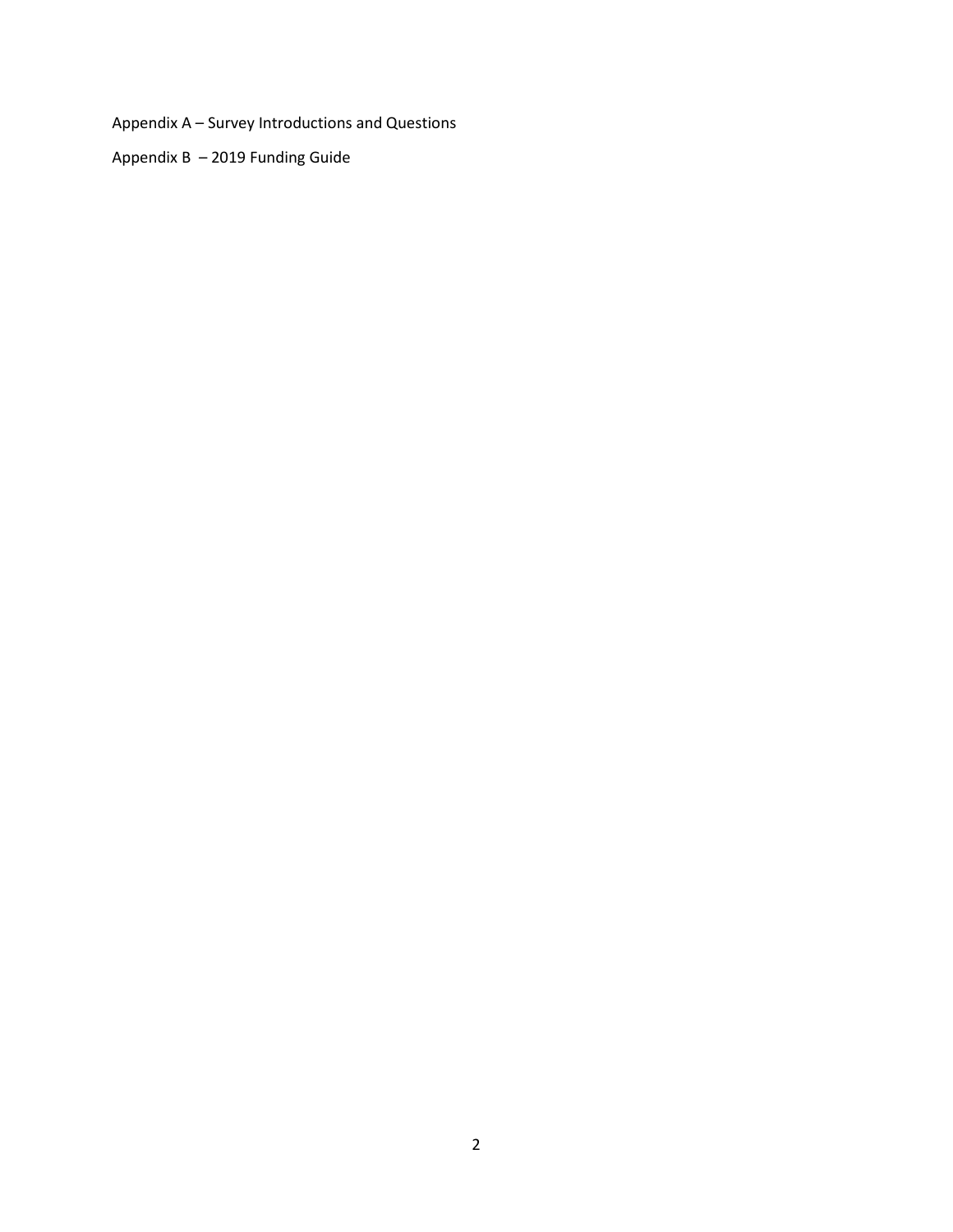Appendix A – Survey Introductions and Questions

Appendix B – 2019 Funding Guide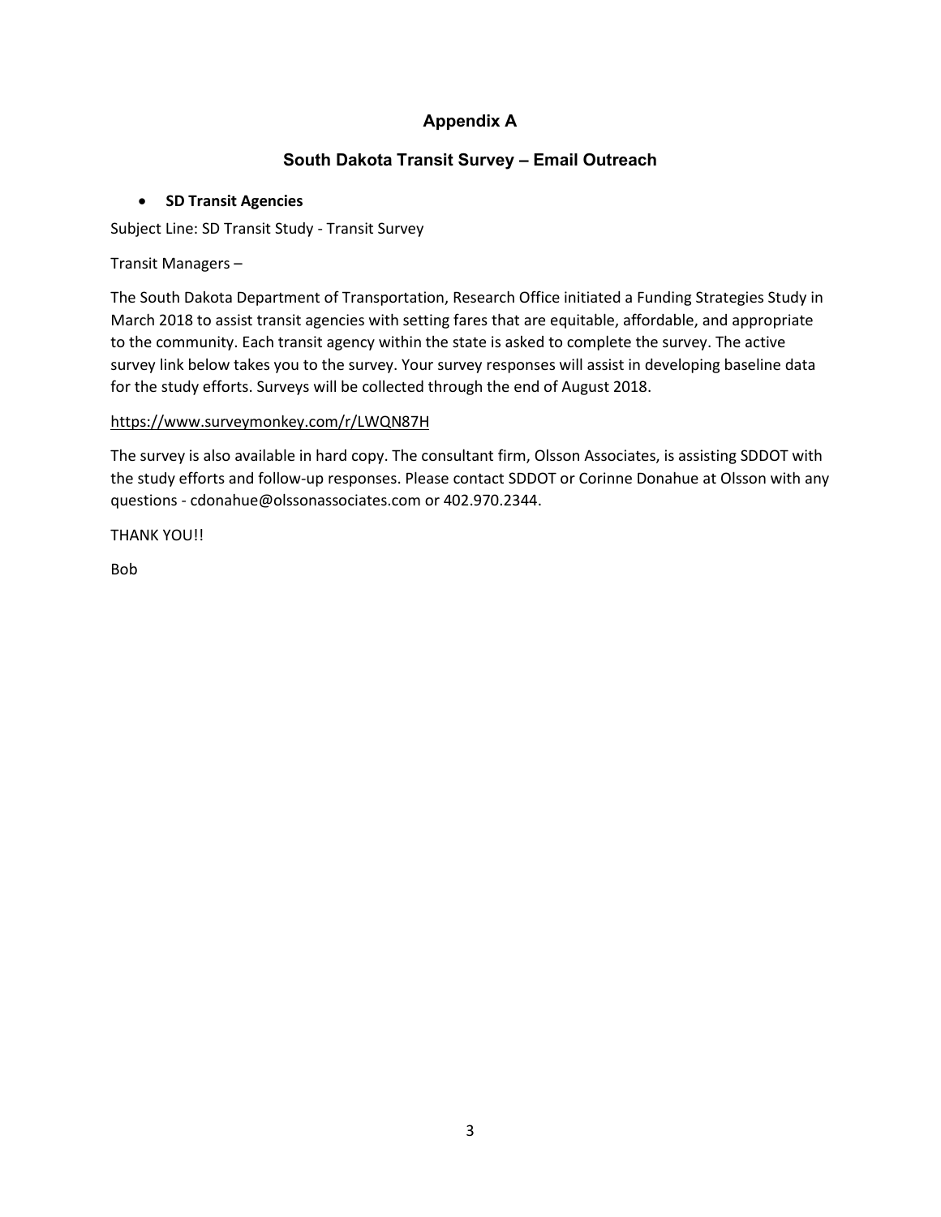# Appendix A

## South Dakota Transit Survey – Email Outreach

- **SD Transit Agencies**

Subject Line: SD Transit Study - Transit Survey

Transit Managers –

The South Dakota Department of Transportation, Research Office initiated a Funding Strategies Study in March 2018 to assist transit agencies with setting fares that are equitable, affordable, and appropriate to the community. Each transit agency within the state is asked to complete the survey. The active survey link below takes you to the survey. Your survey responses will assist in developing baseline data for the study efforts. Surveys will be collected through the end of August 2018.

https://www.surveymonkey.com/r/LWQN87H

The survey is also available in hard copy. The consultant firm, Olsson Associates, is assisting SDDOT with the study efforts and follow-up responses. Please contact SDDOT or Corinne Donahue at Olsson with any questions - cdonahue@olssonassociates.com or 402.970.2344.

THANK YOU!!

Bob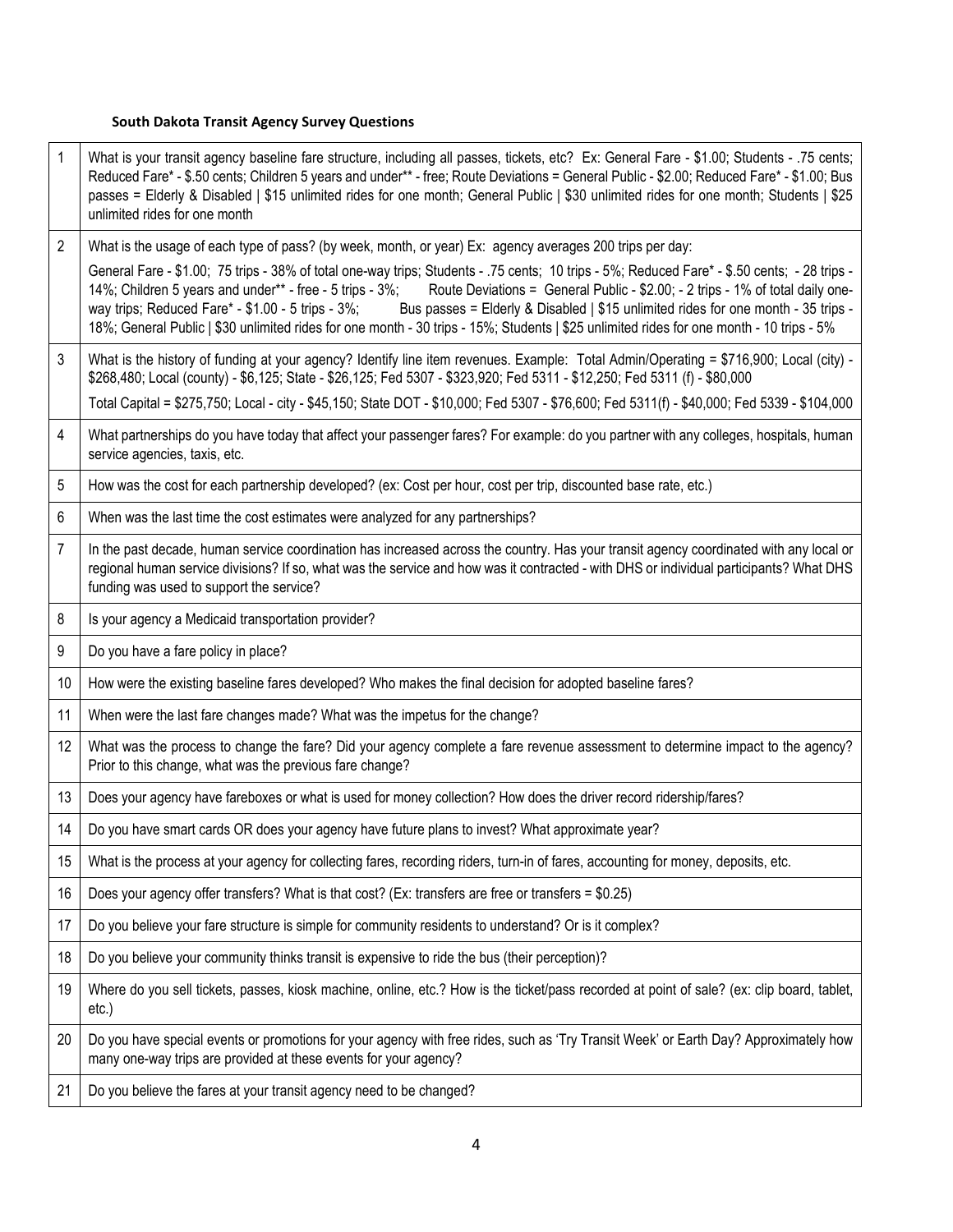**South Dakota Transit Agency Survey Questions**

| | |
|---|---|
| 1 | What is your transit agency baseline fare structure, including all passes, tickets, etc? Ex: General Fare - $1.00; Students - .75 cents; Reduced Fare* - $.50 cents; Children 5 years and under** - free; Route Deviations = General Public - $2.00; Reduced Fare* - $1.00; Bus passes = Elderly & Disabled \| $15 unlimited rides for one month; General Public \| $30 unlimited rides for one month; Students \| $25 unlimited rides for one month |
| 2 | What is the usage of each type of pass? (by week, month, or year) Ex: agency averages 200 trips per day:<br>General Fare - $1.00; 75 trips - 38% of total one-way trips; Students - .75 cents; 10 trips - 5%; Reduced Fare* - $.50 cents; - 28 trips - 14%; Children 5 years and under** - free - 5 trips - 3%; Route Deviations = General Public - $2.00; - 2 trips - 1% of total daily one-way trips; Reduced Fare* - $1.00 - 5 trips - 3%; Bus passes = Elderly & Disabled \| $15 unlimited rides for one month - 35 trips - 18%; General Public \| $30 unlimited rides for one month - 30 trips - 15%; Students \| $25 unlimited rides for one month - 10 trips - 5% |
| 3 | What is the history of funding at your agency? Identify line item revenues. Example: Total Admin/Operating = $716,900; Local (city) - $268,480; Local (county) - $6,125; State - $26,125; Fed 5307 - $323,920; Fed 5311 - $12,250; Fed 5311 (f) - $80,000<br>Total Capital = $275,750; Local - city - $45,150; State DOT - $10,000; Fed 5307 - $76,600; Fed 5311(f) - $40,000; Fed 5339 - $104,000 |
| 4 | What partnerships do you have today that affect your passenger fares? For example: do you partner with any colleges, hospitals, human service agencies, taxis, etc. |
| 5 | How was the cost for each partnership developed? (ex: Cost per hour, cost per trip, discounted base rate, etc.) |
| 6 | When was the last time the cost estimates were analyzed for any partnerships? |
| 7 | In the past decade, human service coordination has increased across the country. Has your transit agency coordinated with any local or regional human service divisions? If so, what was the service and how was it contracted - with DHS or individual participants? What DHS funding was used to support the service? |
| 8 | Is your agency a Medicaid transportation provider? |
| 9 | Do you have a fare policy in place? |
| 10 | How were the existing baseline fares developed? Who makes the final decision for adopted baseline fares? |
| 11 | When were the last fare changes made? What was the impetus for the change? |
| 12 | What was the process to change the fare? Did your agency complete a fare revenue assessment to determine impact to the agency? Prior to this change, what was the previous fare change? |
| 13 | Does your agency have fareboxes or what is used for money collection? How does the driver record ridership/fares? |
| 14 | Do you have smart cards OR does your agency have future plans to invest? What approximate year? |
| 15 | What is the process at your agency for collecting fares, recording riders, turn-in of fares, accounting for money, deposits, etc. |
| 16 | Does your agency offer transfers? What is that cost? (Ex: transfers are free or transfers = $0.25) |
| 17 | Do you believe your fare structure is simple for community residents to understand? Or is it complex? |
| 18 | Do you believe your community thinks transit is expensive to ride the bus (their perception)? |
| 19 | Where do you sell tickets, passes, kiosk machine, online, etc.? How is the ticket/pass recorded at point of sale? (ex: clip board, tablet, etc.) |
| 20 | Do you have special events or promotions for your agency with free rides, such as 'Try Transit Week' or Earth Day? Approximately how many one-way trips are provided at these events for your agency? |
| 21 | Do you believe the fares at your transit agency need to be changed? |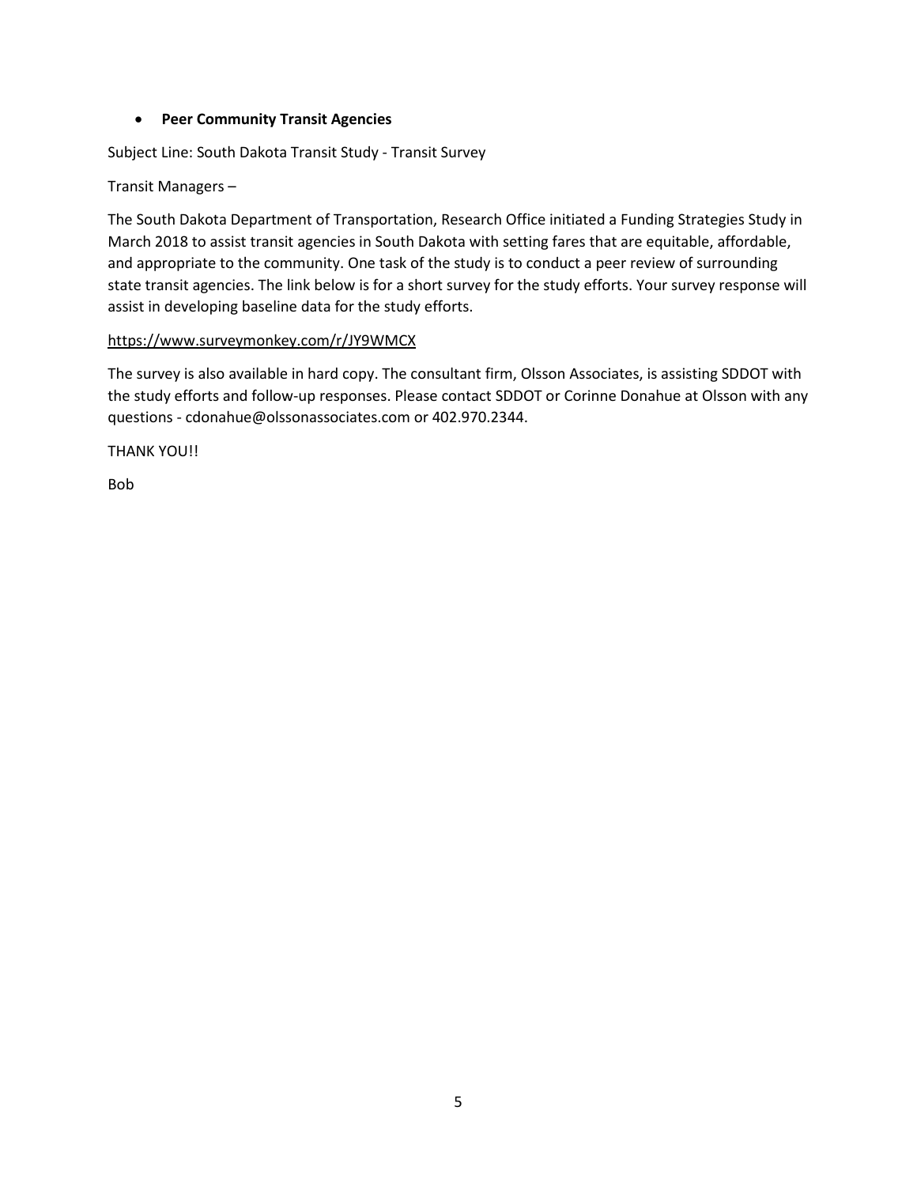- **Peer Community Transit Agencies**

Subject Line: South Dakota Transit Study - Transit Survey

Transit Managers –

The South Dakota Department of Transportation, Research Office initiated a Funding Strategies Study in March 2018 to assist transit agencies in South Dakota with setting fares that are equitable, affordable, and appropriate to the community. One task of the study is to conduct a peer review of surrounding state transit agencies. The link below is for a short survey for the study efforts. Your survey response will assist in developing baseline data for the study efforts.

https://www.surveymonkey.com/r/JY9WMCX

The survey is also available in hard copy. The consultant firm, Olsson Associates, is assisting SDDOT with the study efforts and follow-up responses. Please contact SDDOT or Corinne Donahue at Olsson with any questions - cdonahue@olssonassociates.com or 402.970.2344.

THANK YOU!!

Bob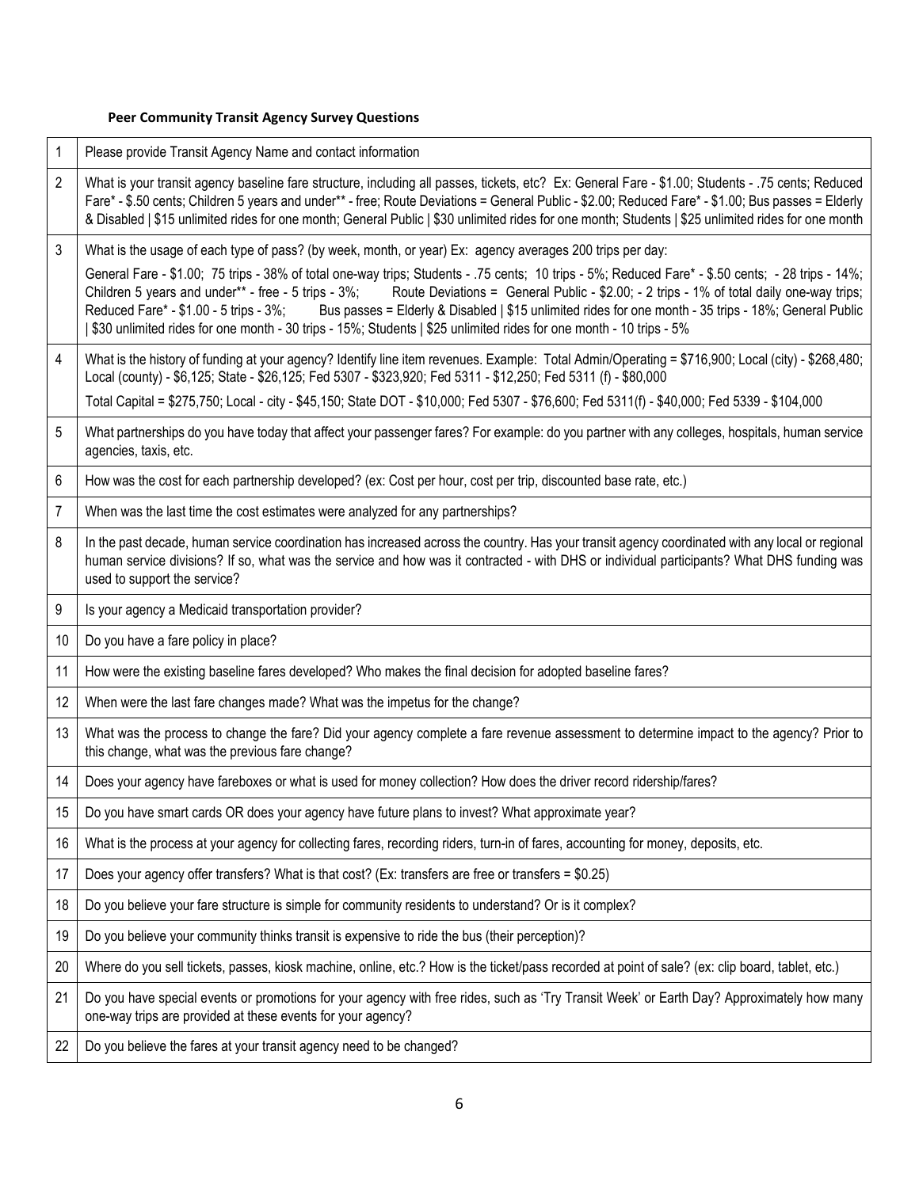**Peer Community Transit Agency Survey Questions**

| | |
|---|---|
| 1 | Please provide Transit Agency Name and contact information |
| 2 | What is your transit agency baseline fare structure, including all passes, tickets, etc? Ex: General Fare - $1.00; Students - .75 cents; Reduced Fare* - $.50 cents; Children 5 years and under** - free; Route Deviations = General Public - $2.00; Reduced Fare* - $1.00; Bus passes = Elderly & Disabled \| $15 unlimited rides for one month; General Public \| $30 unlimited rides for one month; Students \| $25 unlimited rides for one month |
| 3 | What is the usage of each type of pass? (by week, month, or year) Ex: agency averages 200 trips per day:<br>General Fare - $1.00; 75 trips - 38% of total one-way trips; Students - .75 cents; 10 trips - 5%; Reduced Fare* - $.50 cents; - 28 trips - 14%; Children 5 years and under** - free - 5 trips - 3%; Route Deviations = General Public - $2.00; - 2 trips - 1% of total daily one-way trips; Reduced Fare* - $1.00 - 5 trips - 3%; Bus passes = Elderly & Disabled \| $15 unlimited rides for one month - 35 trips - 18%; General Public \| $30 unlimited rides for one month - 30 trips - 15%; Students \| $25 unlimited rides for one month - 10 trips - 5% |
| 4 | What is the history of funding at your agency? Identify line item revenues. Example: Total Admin/Operating = $716,900; Local (city) - $268,480; Local (county) - $6,125; State - $26,125; Fed 5307 - $323,920; Fed 5311 - $12,250; Fed 5311 (f) - $80,000<br>Total Capital = $275,750; Local - city - $45,150; State DOT - $10,000; Fed 5307 - $76,600; Fed 5311(f) - $40,000; Fed 5339 - $104,000 |
| 5 | What partnerships do you have today that affect your passenger fares? For example: do you partner with any colleges, hospitals, human service agencies, taxis, etc. |
| 6 | How was the cost for each partnership developed? (ex: Cost per hour, cost per trip, discounted base rate, etc.) |
| 7 | When was the last time the cost estimates were analyzed for any partnerships? |
| 8 | In the past decade, human service coordination has increased across the country. Has your transit agency coordinated with any local or regional human service divisions? If so, what was the service and how was it contracted - with DHS or individual participants? What DHS funding was used to support the service? |
| 9 | Is your agency a Medicaid transportation provider? |
| 10 | Do you have a fare policy in place? |
| 11 | How were the existing baseline fares developed? Who makes the final decision for adopted baseline fares? |
| 12 | When were the last fare changes made? What was the impetus for the change? |
| 13 | What was the process to change the fare? Did your agency complete a fare revenue assessment to determine impact to the agency? Prior to this change, what was the previous fare change? |
| 14 | Does your agency have fareboxes or what is used for money collection? How does the driver record ridership/fares? |
| 15 | Do you have smart cards OR does your agency have future plans to invest? What approximate year? |
| 16 | What is the process at your agency for collecting fares, recording riders, turn-in of fares, accounting for money, deposits, etc. |
| 17 | Does your agency offer transfers? What is that cost? (Ex: transfers are free or transfers = $0.25) |
| 18 | Do you believe your fare structure is simple for community residents to understand? Or is it complex? |
| 19 | Do you believe your community thinks transit is expensive to ride the bus (their perception)? |
| 20 | Where do you sell tickets, passes, kiosk machine, online, etc.? How is the ticket/pass recorded at point of sale? (ex: clip board, tablet, etc.) |
| 21 | Do you have special events or promotions for your agency with free rides, such as 'Try Transit Week' or Earth Day? Approximately how many one-way trips are provided at these events for your agency? |
| 22 | Do you believe the fares at your transit agency need to be changed? |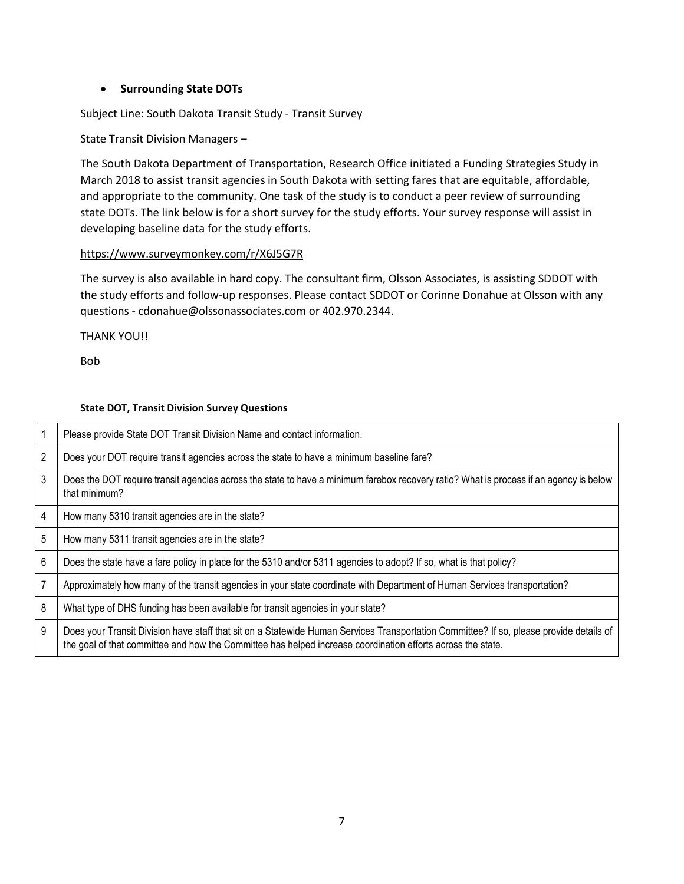- **Surrounding State DOTs**

Subject Line: South Dakota Transit Study - Transit Survey

State Transit Division Managers –

The South Dakota Department of Transportation, Research Office initiated a Funding Strategies Study in March 2018 to assist transit agencies in South Dakota with setting fares that are equitable, affordable, and appropriate to the community. One task of the study is to conduct a peer review of surrounding state DOTs. The link below is for a short survey for the study efforts. Your survey response will assist in developing baseline data for the study efforts.

https://www.surveymonkey.com/r/X6J5G7R

The survey is also available in hard copy. The consultant firm, Olsson Associates, is assisting SDDOT with the study efforts and follow-up responses. Please contact SDDOT or Corinne Donahue at Olsson with any questions - cdonahue@olssonassociates.com or 402.970.2344.

THANK YOU!!

Bob

**State DOT, Transit Division Survey Questions**

| | |
|---|---|
| 1 | Please provide State DOT Transit Division Name and contact information. |
| 2 | Does your DOT require transit agencies across the state to have a minimum baseline fare? |
| 3 | Does the DOT require transit agencies across the state to have a minimum farebox recovery ratio? What is process if an agency is below that minimum? |
| 4 | How many 5310 transit agencies are in the state? |
| 5 | How many 5311 transit agencies are in the state? |
| 6 | Does the state have a fare policy in place for the 5310 and/or 5311 agencies to adopt? If so, what is that policy? |
| 7 | Approximately how many of the transit agencies in your state coordinate with Department of Human Services transportation? |
| 8 | What type of DHS funding has been available for transit agencies in your state? |
| 9 | Does your Transit Division have staff that sit on a Statewide Human Services Transportation Committee? If so, please provide details of the goal of that committee and how the Committee has helped increase coordination efforts across the state. |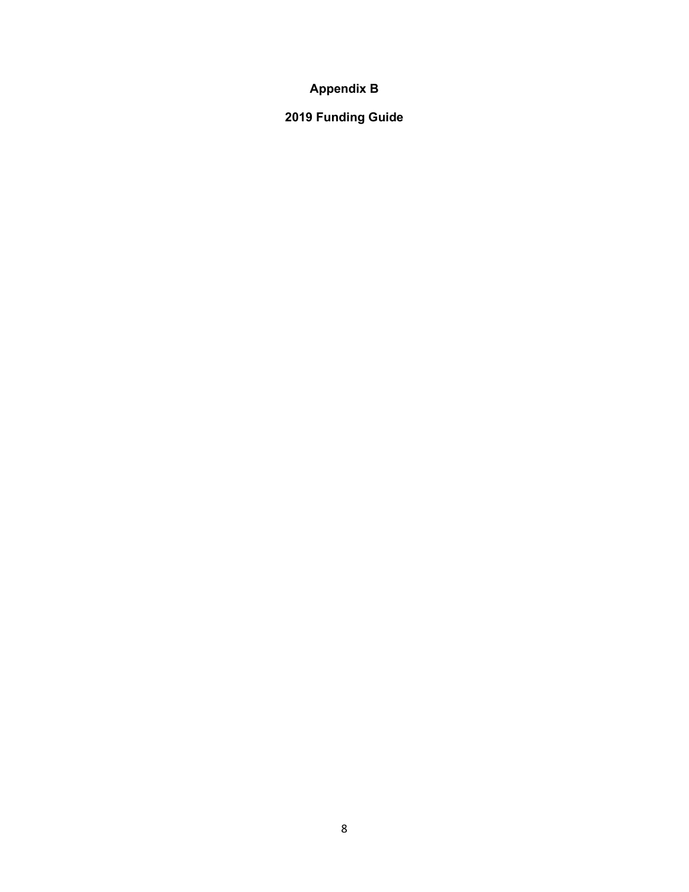# Appendix B

## 2019 Funding Guide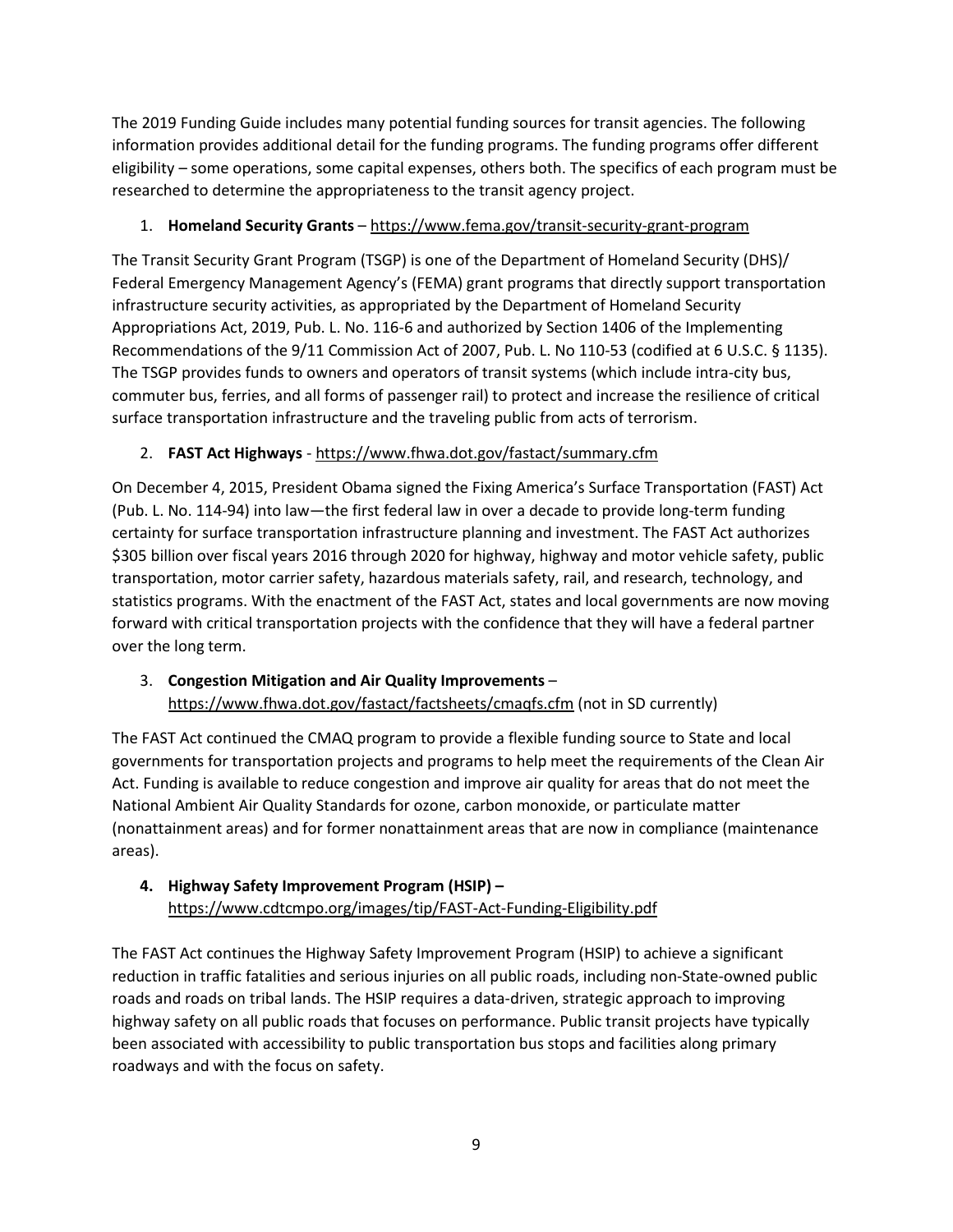The 2019 Funding Guide includes many potential funding sources for transit agencies. The following information provides additional detail for the funding programs. The funding programs offer different eligibility – some operations, some capital expenses, others both. The specifics of each program must be researched to determine the appropriateness to the transit agency project.

1. **Homeland Security Grants** – https://www.fema.gov/transit-security-grant-program

The Transit Security Grant Program (TSGP) is one of the Department of Homeland Security (DHS)/ Federal Emergency Management Agency's (FEMA) grant programs that directly support transportation infrastructure security activities, as appropriated by the Department of Homeland Security Appropriations Act, 2019, Pub. L. No. 116-6 and authorized by Section 1406 of the Implementing Recommendations of the 9/11 Commission Act of 2007, Pub. L. No 110-53 (codified at 6 U.S.C. § 1135). The TSGP provides funds to owners and operators of transit systems (which include intra-city bus, commuter bus, ferries, and all forms of passenger rail) to protect and increase the resilience of critical surface transportation infrastructure and the traveling public from acts of terrorism.

2. **FAST Act Highways** - https://www.fhwa.dot.gov/fastact/summary.cfm

On December 4, 2015, President Obama signed the Fixing America's Surface Transportation (FAST) Act (Pub. L. No. 114-94) into law—the first federal law in over a decade to provide long-term funding certainty for surface transportation infrastructure planning and investment. The FAST Act authorizes $305 billion over fiscal years 2016 through 2020 for highway, highway and motor vehicle safety, public transportation, motor carrier safety, hazardous materials safety, rail, and research, technology, and statistics programs. With the enactment of the FAST Act, states and local governments are now moving forward with critical transportation projects with the confidence that they will have a federal partner over the long term.

3. **Congestion Mitigation and Air Quality Improvements** – https://www.fhwa.dot.gov/fastact/factsheets/cmaqfs.cfm (not in SD currently)

The FAST Act continued the CMAQ program to provide a flexible funding source to State and local governments for transportation projects and programs to help meet the requirements of the Clean Air Act. Funding is available to reduce congestion and improve air quality for areas that do not meet the National Ambient Air Quality Standards for ozone, carbon monoxide, or particulate matter (nonattainment areas) and for former nonattainment areas that are now in compliance (maintenance areas).

4. **Highway Safety Improvement Program (HSIP) –** https://www.cdtcmpo.org/images/tip/FAST-Act-Funding-Eligibility.pdf

The FAST Act continues the Highway Safety Improvement Program (HSIP) to achieve a significant reduction in traffic fatalities and serious injuries on all public roads, including non-State-owned public roads and roads on tribal lands. The HSIP requires a data-driven, strategic approach to improving highway safety on all public roads that focuses on performance. Public transit projects have typically been associated with accessibility to public transportation bus stops and facilities along primary roadways and with the focus on safety.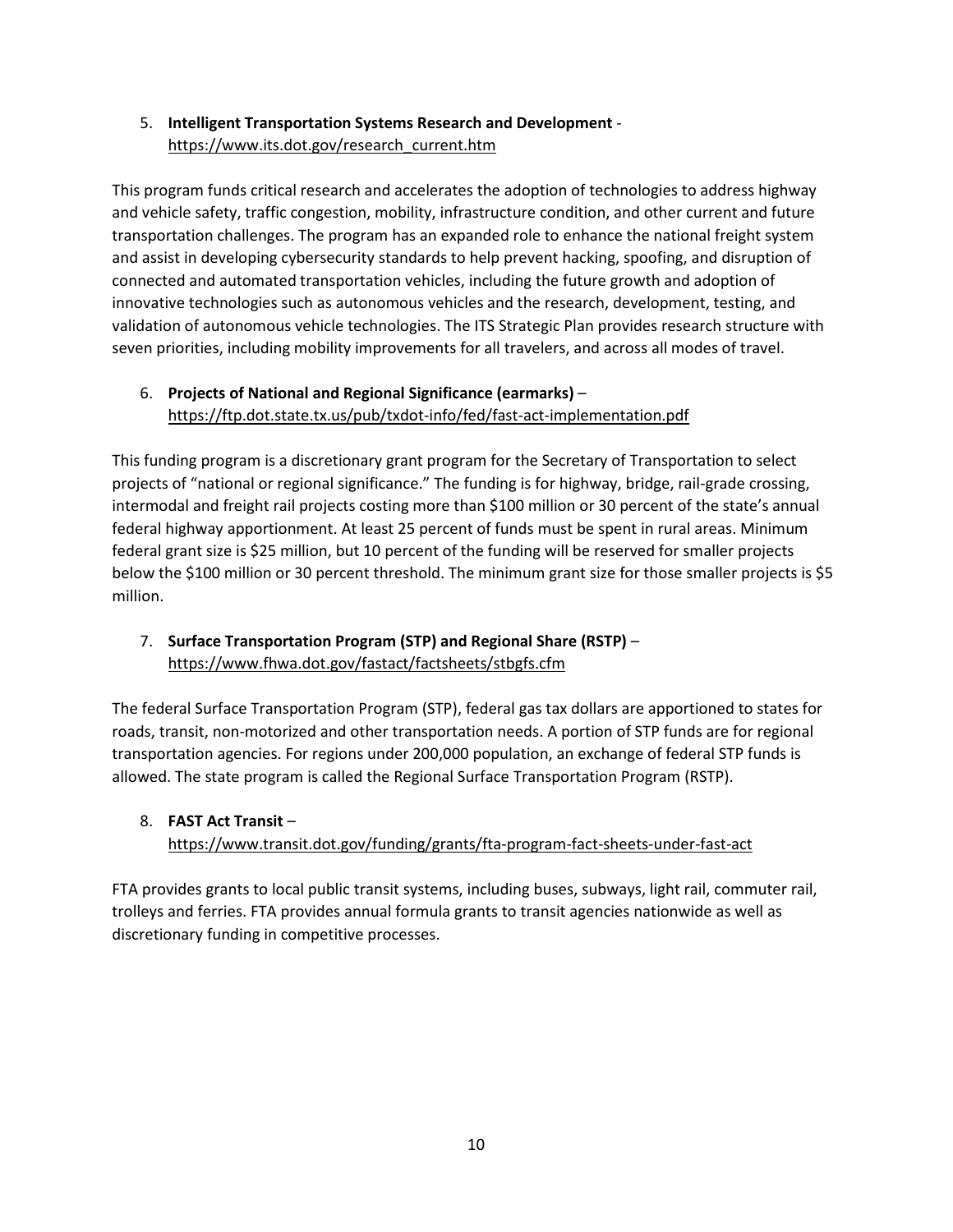5. **Intelligent Transportation Systems Research and Development** - https://www.its.dot.gov/research_current.htm

This program funds critical research and accelerates the adoption of technologies to address highway and vehicle safety, traffic congestion, mobility, infrastructure condition, and other current and future transportation challenges. The program has an expanded role to enhance the national freight system and assist in developing cybersecurity standards to help prevent hacking, spoofing, and disruption of connected and automated transportation vehicles, including the future growth and adoption of innovative technologies such as autonomous vehicles and the research, development, testing, and validation of autonomous vehicle technologies. The ITS Strategic Plan provides research structure with seven priorities, including mobility improvements for all travelers, and across all modes of travel.

6. **Projects of National and Regional Significance (earmarks)** – https://ftp.dot.state.tx.us/pub/txdot-info/fed/fast-act-implementation.pdf

This funding program is a discretionary grant program for the Secretary of Transportation to select projects of "national or regional significance." The funding is for highway, bridge, rail-grade crossing, intermodal and freight rail projects costing more than $100 million or 30 percent of the state's annual federal highway apportionment. At least 25 percent of funds must be spent in rural areas. Minimum federal grant size is $25 million, but 10 percent of the funding will be reserved for smaller projects below the $100 million or 30 percent threshold. The minimum grant size for those smaller projects is $5 million.

7. **Surface Transportation Program (STP) and Regional Share (RSTP)** – https://www.fhwa.dot.gov/fastact/factsheets/stbgfs.cfm

The federal Surface Transportation Program (STP), federal gas tax dollars are apportioned to states for roads, transit, non-motorized and other transportation needs. A portion of STP funds are for regional transportation agencies. For regions under 200,000 population, an exchange of federal STP funds is allowed. The state program is called the Regional Surface Transportation Program (RSTP).

8. **FAST Act Transit** – https://www.transit.dot.gov/funding/grants/fta-program-fact-sheets-under-fast-act

FTA provides grants to local public transit systems, including buses, subways, light rail, commuter rail, trolleys and ferries. FTA provides annual formula grants to transit agencies nationwide as well as discretionary funding in competitive processes.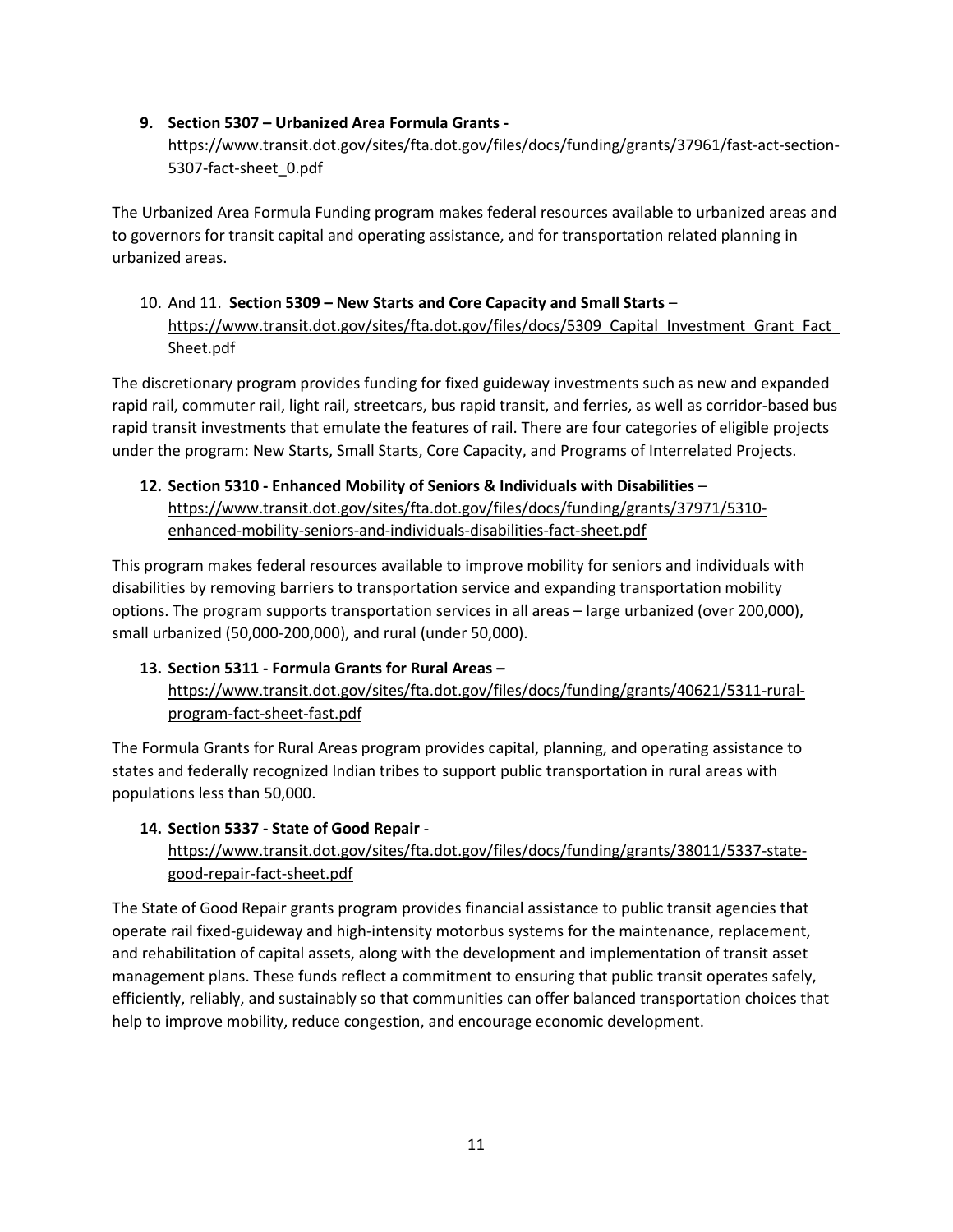9. **Section 5307 – Urbanized Area Formula Grants -** https://www.transit.dot.gov/sites/fta.dot.gov/files/docs/funding/grants/37961/fast-act-section-5307-fact-sheet_0.pdf

The Urbanized Area Formula Funding program makes federal resources available to urbanized areas and to governors for transit capital and operating assistance, and for transportation related planning in urbanized areas.

10. And 11. **Section 5309 – New Starts and Core Capacity and Small Starts** – https://www.transit.dot.gov/sites/fta.dot.gov/files/docs/5309_Capital_Investment_Grant_Fact_Sheet.pdf

The discretionary program provides funding for fixed guideway investments such as new and expanded rapid rail, commuter rail, light rail, streetcars, bus rapid transit, and ferries, as well as corridor-based bus rapid transit investments that emulate the features of rail. There are four categories of eligible projects under the program: New Starts, Small Starts, Core Capacity, and Programs of Interrelated Projects.

12. **Section 5310 - Enhanced Mobility of Seniors & Individuals with Disabilities** – https://www.transit.dot.gov/sites/fta.dot.gov/files/docs/funding/grants/37971/5310-enhanced-mobility-seniors-and-individuals-disabilities-fact-sheet.pdf

This program makes federal resources available to improve mobility for seniors and individuals with disabilities by removing barriers to transportation service and expanding transportation mobility options. The program supports transportation services in all areas – large urbanized (over 200,000), small urbanized (50,000-200,000), and rural (under 50,000).

13. **Section 5311 - Formula Grants for Rural Areas –** https://www.transit.dot.gov/sites/fta.dot.gov/files/docs/funding/grants/40621/5311-rural-program-fact-sheet-fast.pdf

The Formula Grants for Rural Areas program provides capital, planning, and operating assistance to states and federally recognized Indian tribes to support public transportation in rural areas with populations less than 50,000.

14. **Section 5337 - State of Good Repair** - https://www.transit.dot.gov/sites/fta.dot.gov/files/docs/funding/grants/38011/5337-state-good-repair-fact-sheet.pdf

The State of Good Repair grants program provides financial assistance to public transit agencies that operate rail fixed-guideway and high-intensity motorbus systems for the maintenance, replacement, and rehabilitation of capital assets, along with the development and implementation of transit asset management plans. These funds reflect a commitment to ensuring that public transit operates safely, efficiently, reliably, and sustainably so that communities can offer balanced transportation choices that help to improve mobility, reduce congestion, and encourage economic development.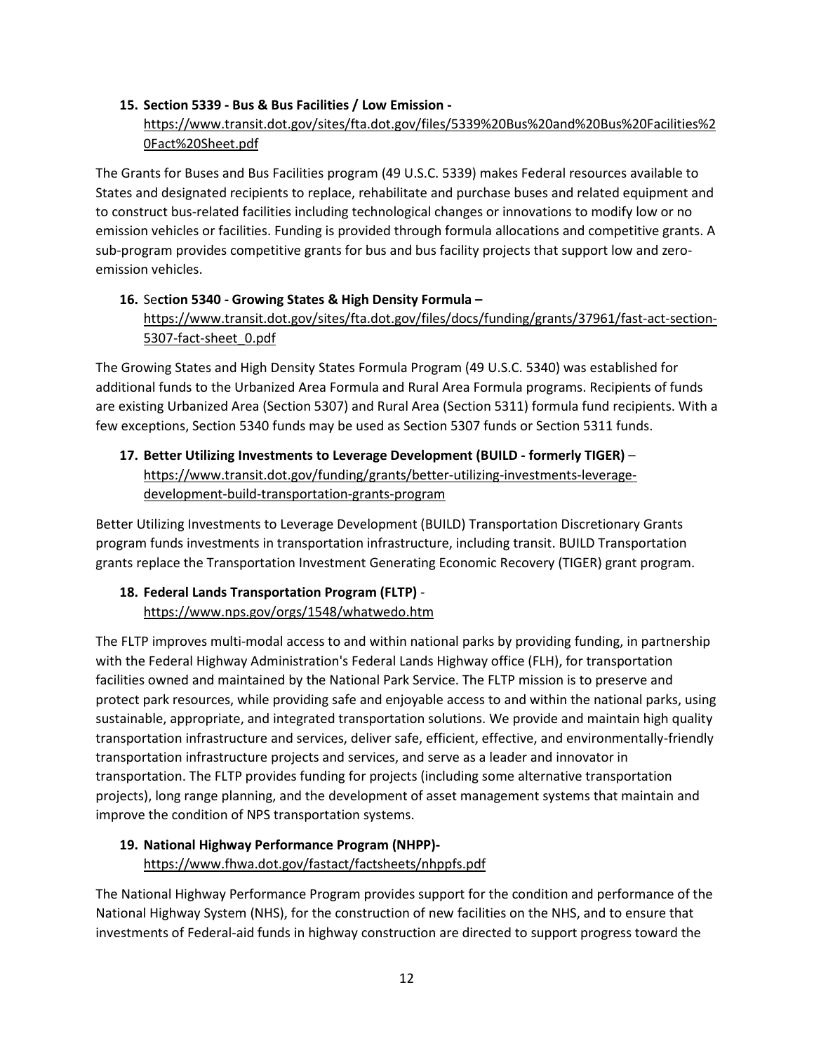15. **Section 5339 - Bus & Bus Facilities / Low Emission -** https://www.transit.dot.gov/sites/fta.dot.gov/files/5339%20Bus%20and%20Bus%20Facilities%20Fact%20Sheet.pdf

The Grants for Buses and Bus Facilities program (49 U.S.C. 5339) makes Federal resources available to States and designated recipients to replace, rehabilitate and purchase buses and related equipment and to construct bus-related facilities including technological changes or innovations to modify low or no emission vehicles or facilities. Funding is provided through formula allocations and competitive grants. A sub-program provides competitive grants for bus and bus facility projects that support low and zero-emission vehicles.

16. Se**ction 5340 - Growing States & High Density Formula –** https://www.transit.dot.gov/sites/fta.dot.gov/files/docs/funding/grants/37961/fast-act-section-5307-fact-sheet_0.pdf

The Growing States and High Density States Formula Program (49 U.S.C. 5340) was established for additional funds to the Urbanized Area Formula and Rural Area Formula programs. Recipients of funds are existing Urbanized Area (Section 5307) and Rural Area (Section 5311) formula fund recipients. With a few exceptions, Section 5340 funds may be used as Section 5307 funds or Section 5311 funds.

17. **Better Utilizing Investments to Leverage Development (BUILD - formerly TIGER)** – https://www.transit.dot.gov/funding/grants/better-utilizing-investments-leverage-development-build-transportation-grants-program

Better Utilizing Investments to Leverage Development (BUILD) Transportation Discretionary Grants program funds investments in transportation infrastructure, including transit. BUILD Transportation grants replace the Transportation Investment Generating Economic Recovery (TIGER) grant program.

18. **Federal Lands Transportation Program (FLTP)** - https://www.nps.gov/orgs/1548/whatwedo.htm

The FLTP improves multi-modal access to and within national parks by providing funding, in partnership with the Federal Highway Administration's Federal Lands Highway office (FLH), for transportation facilities owned and maintained by the National Park Service. The FLTP mission is to preserve and protect park resources, while providing safe and enjoyable access to and within the national parks, using sustainable, appropriate, and integrated transportation solutions. We provide and maintain high quality transportation infrastructure and services, deliver safe, efficient, effective, and environmentally-friendly transportation infrastructure projects and services, and serve as a leader and innovator in transportation. The FLTP provides funding for projects (including some alternative transportation projects), long range planning, and the development of asset management systems that maintain and improve the condition of NPS transportation systems.

19. **National Highway Performance Program (NHPP)-** https://www.fhwa.dot.gov/fastact/factsheets/nhppfs.pdf

The National Highway Performance Program provides support for the condition and performance of the National Highway System (NHS), for the construction of new facilities on the NHS, and to ensure that investments of Federal-aid funds in highway construction are directed to support progress toward the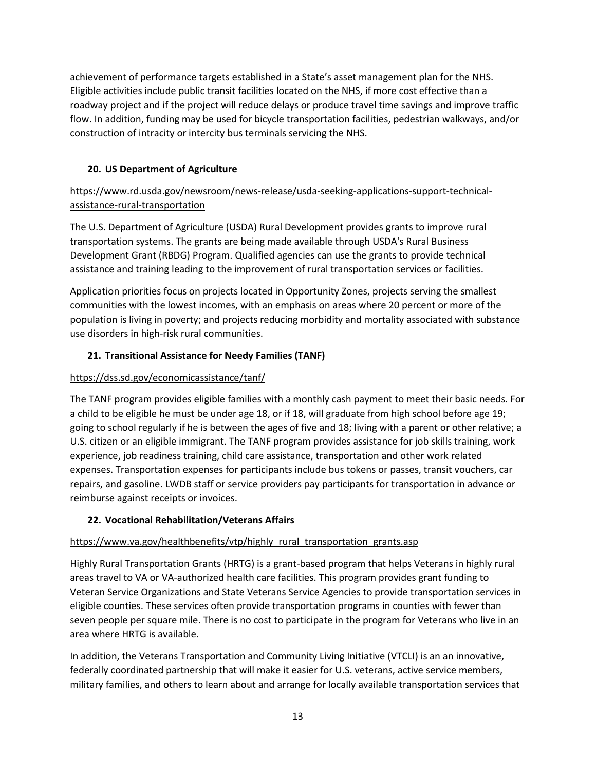achievement of performance targets established in a State's asset management plan for the NHS. Eligible activities include public transit facilities located on the NHS, if more cost effective than a roadway project and if the project will reduce delays or produce travel time savings and improve traffic flow. In addition, funding may be used for bicycle transportation facilities, pedestrian walkways, and/or construction of intracity or intercity bus terminals servicing the NHS.

### 20. US Department of Agriculture

https://www.rd.usda.gov/newsroom/news-release/usda-seeking-applications-support-technical-assistance-rural-transportation

The U.S. Department of Agriculture (USDA) Rural Development provides grants to improve rural transportation systems. The grants are being made available through USDA's Rural Business Development Grant (RBDG) Program. Qualified agencies can use the grants to provide technical assistance and training leading to the improvement of rural transportation services or facilities.

Application priorities focus on projects located in Opportunity Zones, projects serving the smallest communities with the lowest incomes, with an emphasis on areas where 20 percent or more of the population is living in poverty; and projects reducing morbidity and mortality associated with substance use disorders in high-risk rural communities.

### 21. Transitional Assistance for Needy Families (TANF)

https://dss.sd.gov/economicassistance/tanf/

The TANF program provides eligible families with a monthly cash payment to meet their basic needs. For a child to be eligible he must be under age 18, or if 18, will graduate from high school before age 19; going to school regularly if he is between the ages of five and 18; living with a parent or other relative; a U.S. citizen or an eligible immigrant. The TANF program provides assistance for job skills training, work experience, job readiness training, child care assistance, transportation and other work related expenses. Transportation expenses for participants include bus tokens or passes, transit vouchers, car repairs, and gasoline. LWDB staff or service providers pay participants for transportation in advance or reimburse against receipts or invoices.

### 22. Vocational Rehabilitation/Veterans Affairs

https://www.va.gov/healthbenefits/vtp/highly_rural_transportation_grants.asp

Highly Rural Transportation Grants (HRTG) is a grant-based program that helps Veterans in highly rural areas travel to VA or VA-authorized health care facilities. This program provides grant funding to Veteran Service Organizations and State Veterans Service Agencies to provide transportation services in eligible counties. These services often provide transportation programs in counties with fewer than seven people per square mile. There is no cost to participate in the program for Veterans who live in an area where HRTG is available.

In addition, the Veterans Transportation and Community Living Initiative (VTCLI) is an an innovative, federally coordinated partnership that will make it easier for U.S. veterans, active service members, military families, and others to learn about and arrange for locally available transportation services that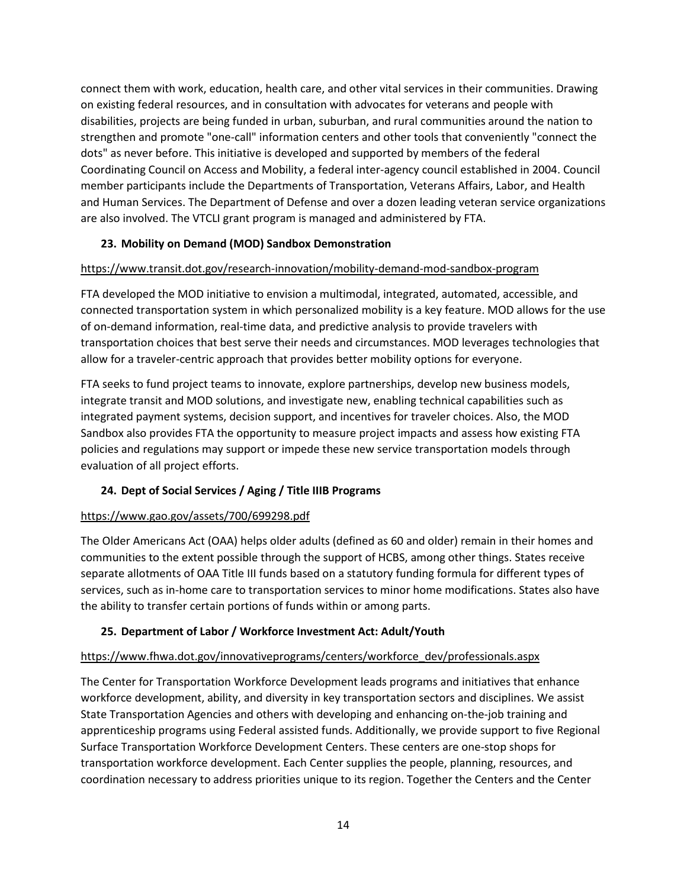connect them with work, education, health care, and other vital services in their communities. Drawing on existing federal resources, and in consultation with advocates for veterans and people with disabilities, projects are being funded in urban, suburban, and rural communities around the nation to strengthen and promote "one-call" information centers and other tools that conveniently "connect the dots" as never before. This initiative is developed and supported by members of the federal Coordinating Council on Access and Mobility, a federal inter-agency council established in 2004. Council member participants include the Departments of Transportation, Veterans Affairs, Labor, and Health and Human Services. The Department of Defense and over a dozen leading veteran service organizations are also involved. The VTCLI grant program is managed and administered by FTA.

### 23. Mobility on Demand (MOD) Sandbox Demonstration

https://www.transit.dot.gov/research-innovation/mobility-demand-mod-sandbox-program

FTA developed the MOD initiative to envision a multimodal, integrated, automated, accessible, and connected transportation system in which personalized mobility is a key feature. MOD allows for the use of on-demand information, real-time data, and predictive analysis to provide travelers with transportation choices that best serve their needs and circumstances. MOD leverages technologies that allow for a traveler-centric approach that provides better mobility options for everyone.

FTA seeks to fund project teams to innovate, explore partnerships, develop new business models, integrate transit and MOD solutions, and investigate new, enabling technical capabilities such as integrated payment systems, decision support, and incentives for traveler choices. Also, the MOD Sandbox also provides FTA the opportunity to measure project impacts and assess how existing FTA policies and regulations may support or impede these new service transportation models through evaluation of all project efforts.

### 24. Dept of Social Services / Aging / Title IIIB Programs

https://www.gao.gov/assets/700/699298.pdf

The Older Americans Act (OAA) helps older adults (defined as 60 and older) remain in their homes and communities to the extent possible through the support of HCBS, among other things. States receive separate allotments of OAA Title III funds based on a statutory funding formula for different types of services, such as in-home care to transportation services to minor home modifications. States also have the ability to transfer certain portions of funds within or among parts.

### 25. Department of Labor / Workforce Investment Act: Adult/Youth

https://www.fhwa.dot.gov/innovativeprograms/centers/workforce_dev/professionals.aspx

The Center for Transportation Workforce Development leads programs and initiatives that enhance workforce development, ability, and diversity in key transportation sectors and disciplines. We assist State Transportation Agencies and others with developing and enhancing on-the-job training and apprenticeship programs using Federal assisted funds. Additionally, we provide support to five Regional Surface Transportation Workforce Development Centers. These centers are one-stop shops for transportation workforce development. Each Center supplies the people, planning, resources, and coordination necessary to address priorities unique to its region. Together the Centers and the Center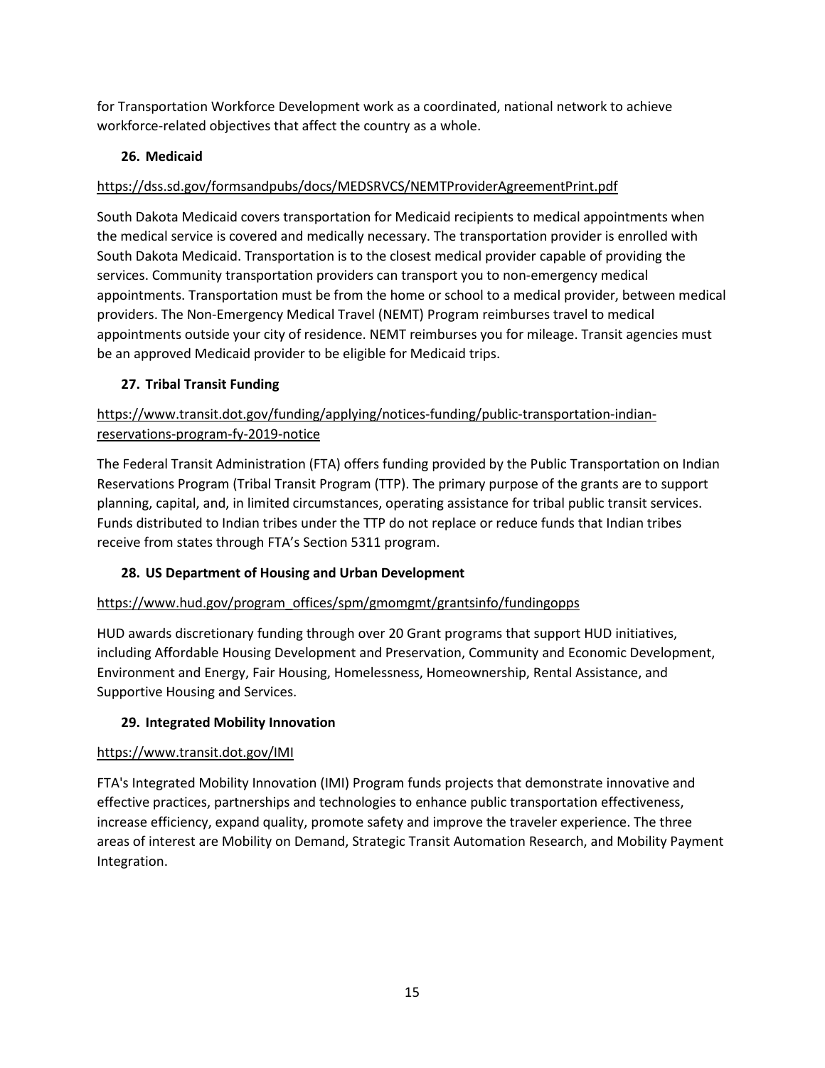for Transportation Workforce Development work as a coordinated, national network to achieve workforce-related objectives that affect the country as a whole.

### 26. Medicaid

https://dss.sd.gov/formsandpubs/docs/MEDSRVCS/NEMTProviderAgreementPrint.pdf

South Dakota Medicaid covers transportation for Medicaid recipients to medical appointments when the medical service is covered and medically necessary. The transportation provider is enrolled with South Dakota Medicaid. Transportation is to the closest medical provider capable of providing the services. Community transportation providers can transport you to non-emergency medical appointments. Transportation must be from the home or school to a medical provider, between medical providers. The Non-Emergency Medical Travel (NEMT) Program reimburses travel to medical appointments outside your city of residence. NEMT reimburses you for mileage. Transit agencies must be an approved Medicaid provider to be eligible for Medicaid trips.

### 27. Tribal Transit Funding

https://www.transit.dot.gov/funding/applying/notices-funding/public-transportation-indian-reservations-program-fy-2019-notice

The Federal Transit Administration (FTA) offers funding provided by the Public Transportation on Indian Reservations Program (Tribal Transit Program (TTP). The primary purpose of the grants are to support planning, capital, and, in limited circumstances, operating assistance for tribal public transit services. Funds distributed to Indian tribes under the TTP do not replace or reduce funds that Indian tribes receive from states through FTA's Section 5311 program.

### 28. US Department of Housing and Urban Development

https://www.hud.gov/program_offices/spm/gmomgmt/grantsinfo/fundingopps

HUD awards discretionary funding through over 20 Grant programs that support HUD initiatives, including Affordable Housing Development and Preservation, Community and Economic Development, Environment and Energy, Fair Housing, Homelessness, Homeownership, Rental Assistance, and Supportive Housing and Services.

### 29. Integrated Mobility Innovation

https://www.transit.dot.gov/IMI

FTA's Integrated Mobility Innovation (IMI) Program funds projects that demonstrate innovative and effective practices, partnerships and technologies to enhance public transportation effectiveness, increase efficiency, expand quality, promote safety and improve the traveler experience. The three areas of interest are Mobility on Demand, Strategic Transit Automation Research, and Mobility Payment Integration.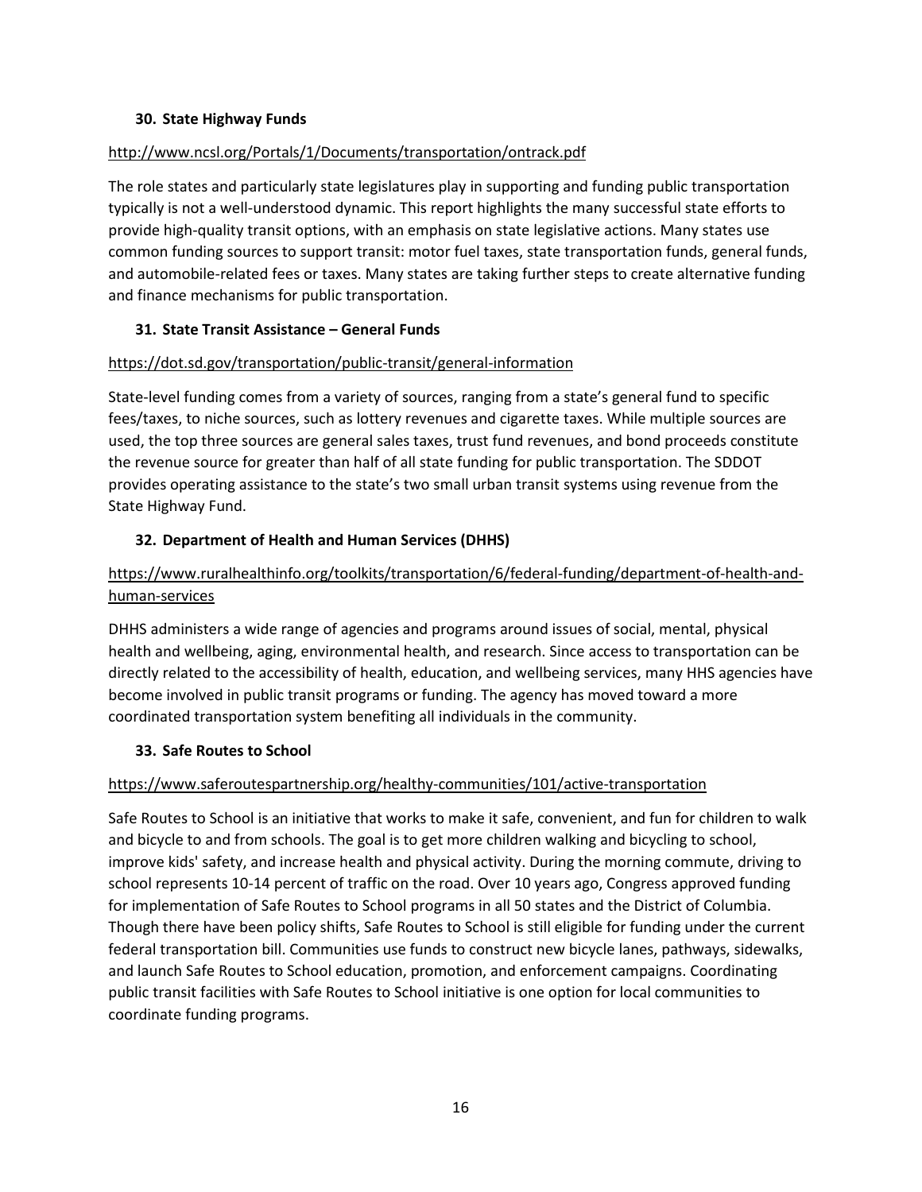### 30. State Highway Funds

http://www.ncsl.org/Portals/1/Documents/transportation/ontrack.pdf

The role states and particularly state legislatures play in supporting and funding public transportation typically is not a well-understood dynamic. This report highlights the many successful state efforts to provide high-quality transit options, with an emphasis on state legislative actions. Many states use common funding sources to support transit: motor fuel taxes, state transportation funds, general funds, and automobile-related fees or taxes. Many states are taking further steps to create alternative funding and finance mechanisms for public transportation.

### 31. State Transit Assistance – General Funds

https://dot.sd.gov/transportation/public-transit/general-information

State-level funding comes from a variety of sources, ranging from a state's general fund to specific fees/taxes, to niche sources, such as lottery revenues and cigarette taxes. While multiple sources are used, the top three sources are general sales taxes, trust fund revenues, and bond proceeds constitute the revenue source for greater than half of all state funding for public transportation. The SDDOT provides operating assistance to the state's two small urban transit systems using revenue from the State Highway Fund.

### 32. Department of Health and Human Services (DHHS)

https://www.ruralhealthinfo.org/toolkits/transportation/6/federal-funding/department-of-health-and-human-services

DHHS administers a wide range of agencies and programs around issues of social, mental, physical health and wellbeing, aging, environmental health, and research. Since access to transportation can be directly related to the accessibility of health, education, and wellbeing services, many HHS agencies have become involved in public transit programs or funding. The agency has moved toward a more coordinated transportation system benefiting all individuals in the community.

### 33. Safe Routes to School

https://www.saferoutespartnership.org/healthy-communities/101/active-transportation

Safe Routes to School is an initiative that works to make it safe, convenient, and fun for children to walk and bicycle to and from schools. The goal is to get more children walking and bicycling to school, improve kids' safety, and increase health and physical activity. During the morning commute, driving to school represents 10-14 percent of traffic on the road. Over 10 years ago, Congress approved funding for implementation of Safe Routes to School programs in all 50 states and the District of Columbia. Though there have been policy shifts, Safe Routes to School is still eligible for funding under the current federal transportation bill. Communities use funds to construct new bicycle lanes, pathways, sidewalks, and launch Safe Routes to School education, promotion, and enforcement campaigns. Coordinating public transit facilities with Safe Routes to School initiative is one option for local communities to coordinate funding programs.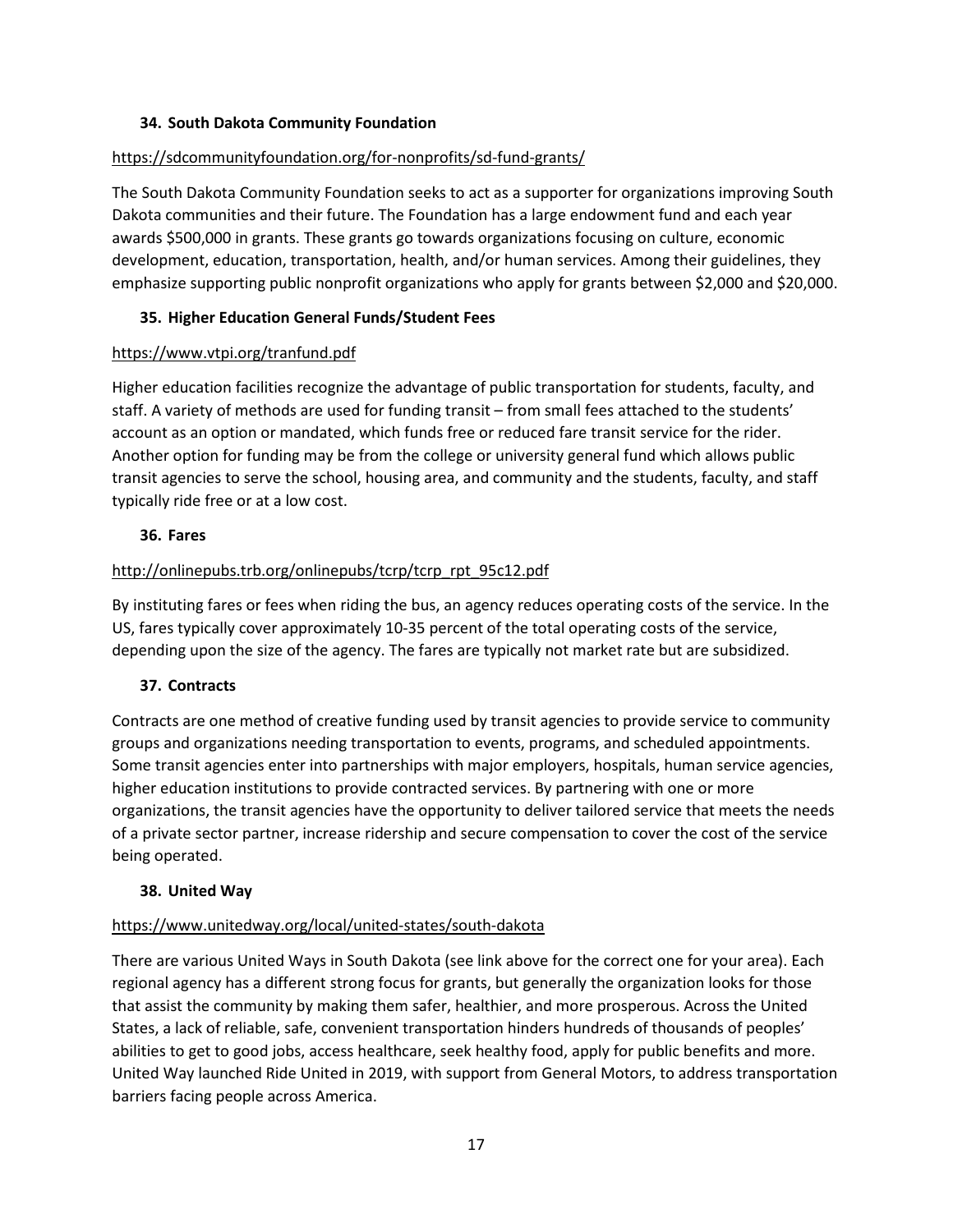### 34. South Dakota Community Foundation

https://sdcommunityfoundation.org/for-nonprofits/sd-fund-grants/

The South Dakota Community Foundation seeks to act as a supporter for organizations improving South Dakota communities and their future. The Foundation has a large endowment fund and each year awards $500,000 in grants. These grants go towards organizations focusing on culture, economic development, education, transportation, health, and/or human services. Among their guidelines, they emphasize supporting public nonprofit organizations who apply for grants between $2,000 and $20,000.

### 35. Higher Education General Funds/Student Fees

https://www.vtpi.org/tranfund.pdf

Higher education facilities recognize the advantage of public transportation for students, faculty, and staff. A variety of methods are used for funding transit – from small fees attached to the students' account as an option or mandated, which funds free or reduced fare transit service for the rider. Another option for funding may be from the college or university general fund which allows public transit agencies to serve the school, housing area, and community and the students, faculty, and staff typically ride free or at a low cost.

### 36. Fares

http://onlinepubs.trb.org/onlinepubs/tcrp/tcrp_rpt_95c12.pdf

By instituting fares or fees when riding the bus, an agency reduces operating costs of the service. In the US, fares typically cover approximately 10-35 percent of the total operating costs of the service, depending upon the size of the agency. The fares are typically not market rate but are subsidized.

### 37. Contracts

Contracts are one method of creative funding used by transit agencies to provide service to community groups and organizations needing transportation to events, programs, and scheduled appointments. Some transit agencies enter into partnerships with major employers, hospitals, human service agencies, higher education institutions to provide contracted services. By partnering with one or more organizations, the transit agencies have the opportunity to deliver tailored service that meets the needs of a private sector partner, increase ridership and secure compensation to cover the cost of the service being operated.

### 38. United Way

https://www.unitedway.org/local/united-states/south-dakota

There are various United Ways in South Dakota (see link above for the correct one for your area). Each regional agency has a different strong focus for grants, but generally the organization looks for those that assist the community by making them safer, healthier, and more prosperous. Across the United States, a lack of reliable, safe, convenient transportation hinders hundreds of thousands of peoples' abilities to get to good jobs, access healthcare, seek healthy food, apply for public benefits and more. United Way launched Ride United in 2019, with support from General Motors, to address transportation barriers facing people across America.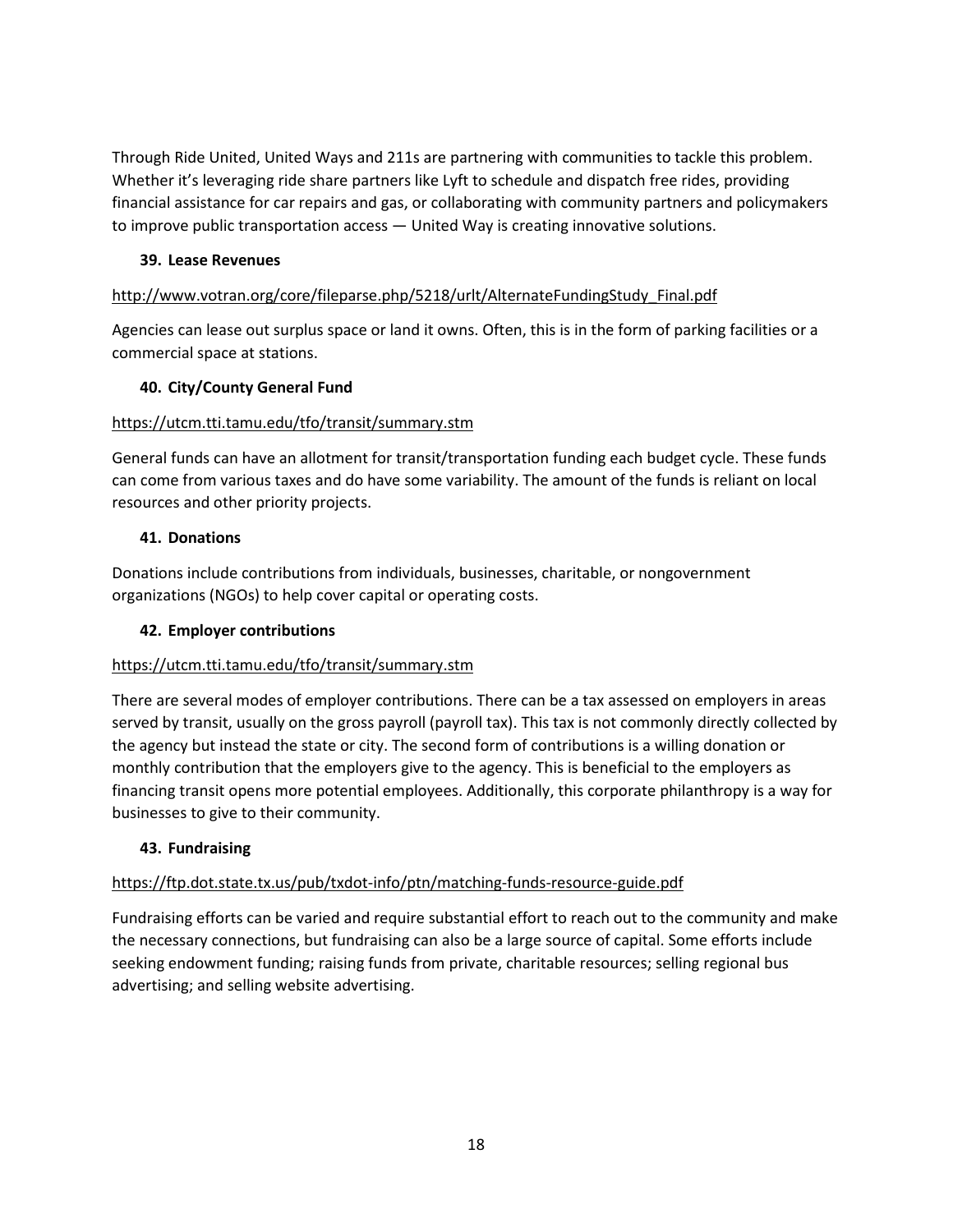Through Ride United, United Ways and 211s are partnering with communities to tackle this problem. Whether it's leveraging ride share partners like Lyft to schedule and dispatch free rides, providing financial assistance for car repairs and gas, or collaborating with community partners and policymakers to improve public transportation access — United Way is creating innovative solutions.

### 39. Lease Revenues

http://www.votran.org/core/fileparse.php/5218/urlt/AlternateFundingStudy_Final.pdf

Agencies can lease out surplus space or land it owns. Often, this is in the form of parking facilities or a commercial space at stations.

### 40. City/County General Fund

https://utcm.tti.tamu.edu/tfo/transit/summary.stm

General funds can have an allotment for transit/transportation funding each budget cycle. These funds can come from various taxes and do have some variability. The amount of the funds is reliant on local resources and other priority projects.

### 41. Donations

Donations include contributions from individuals, businesses, charitable, or nongovernment organizations (NGOs) to help cover capital or operating costs.

### 42. Employer contributions

https://utcm.tti.tamu.edu/tfo/transit/summary.stm

There are several modes of employer contributions. There can be a tax assessed on employers in areas served by transit, usually on the gross payroll (payroll tax). This tax is not commonly directly collected by the agency but instead the state or city. The second form of contributions is a willing donation or monthly contribution that the employers give to the agency. This is beneficial to the employers as financing transit opens more potential employees. Additionally, this corporate philanthropy is a way for businesses to give to their community.

### 43. Fundraising

https://ftp.dot.state.tx.us/pub/txdot-info/ptn/matching-funds-resource-guide.pdf

Fundraising efforts can be varied and require substantial effort to reach out to the community and make the necessary connections, but fundraising can also be a large source of capital. Some efforts include seeking endowment funding; raising funds from private, charitable resources; selling regional bus advertising; and selling website advertising.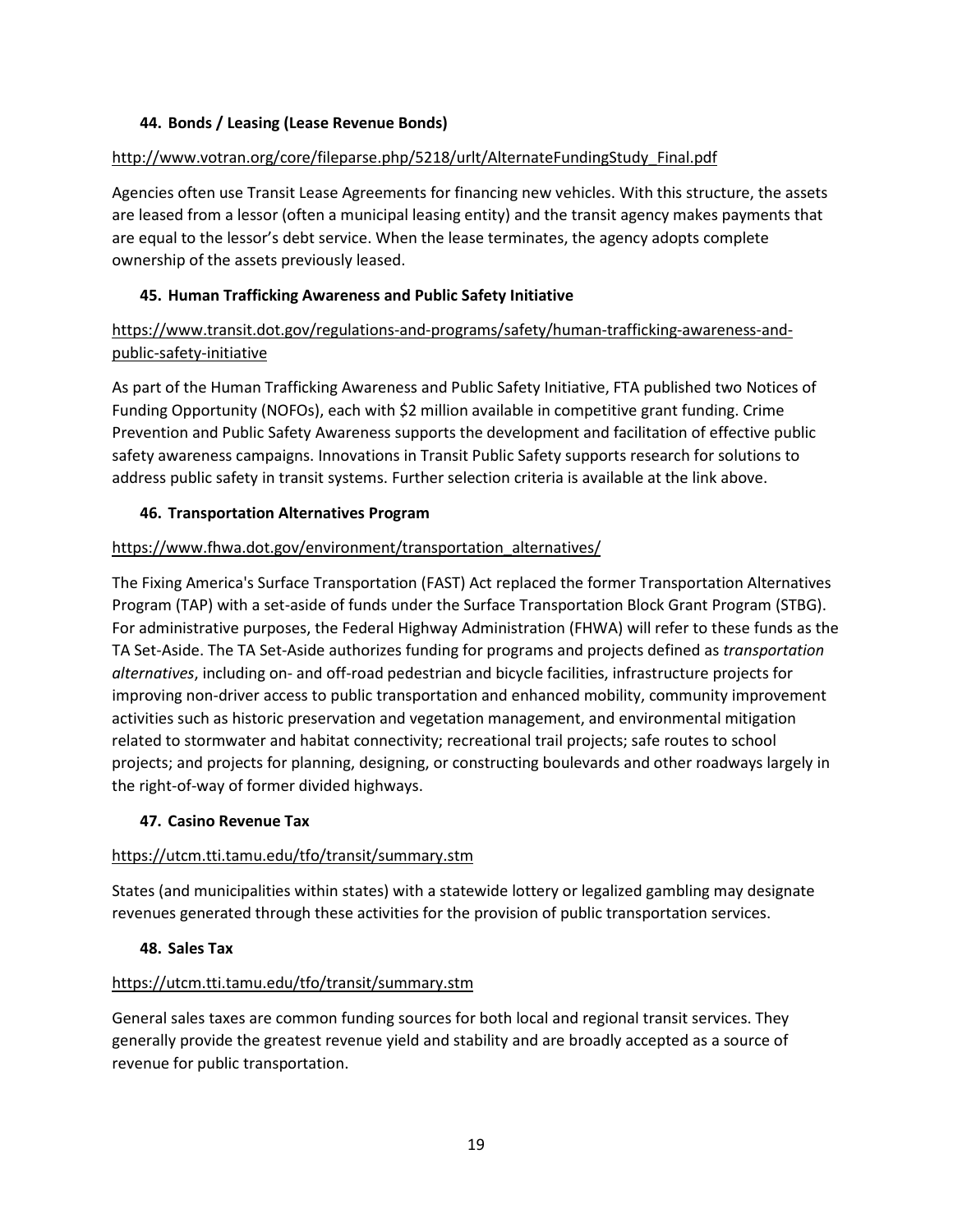### 44. Bonds / Leasing (Lease Revenue Bonds)

http://www.votran.org/core/fileparse.php/5218/urlt/AlternateFundingStudy_Final.pdf

Agencies often use Transit Lease Agreements for financing new vehicles. With this structure, the assets are leased from a lessor (often a municipal leasing entity) and the transit agency makes payments that are equal to the lessor's debt service. When the lease terminates, the agency adopts complete ownership of the assets previously leased.

### 45. Human Trafficking Awareness and Public Safety Initiative

https://www.transit.dot.gov/regulations-and-programs/safety/human-trafficking-awareness-and-public-safety-initiative

As part of the Human Trafficking Awareness and Public Safety Initiative, FTA published two Notices of Funding Opportunity (NOFOs), each with $2 million available in competitive grant funding. Crime Prevention and Public Safety Awareness supports the development and facilitation of effective public safety awareness campaigns. Innovations in Transit Public Safety supports research for solutions to address public safety in transit systems. Further selection criteria is available at the link above.

### 46. Transportation Alternatives Program

https://www.fhwa.dot.gov/environment/transportation_alternatives/

The Fixing America's Surface Transportation (FAST) Act replaced the former Transportation Alternatives Program (TAP) with a set-aside of funds under the Surface Transportation Block Grant Program (STBG). For administrative purposes, the Federal Highway Administration (FHWA) will refer to these funds as the TA Set-Aside. The TA Set-Aside authorizes funding for programs and projects defined as *transportation alternatives*, including on- and off-road pedestrian and bicycle facilities, infrastructure projects for improving non-driver access to public transportation and enhanced mobility, community improvement activities such as historic preservation and vegetation management, and environmental mitigation related to stormwater and habitat connectivity; recreational trail projects; safe routes to school projects; and projects for planning, designing, or constructing boulevards and other roadways largely in the right-of-way of former divided highways.

### 47. Casino Revenue Tax

https://utcm.tti.tamu.edu/tfo/transit/summary.stm

States (and municipalities within states) with a statewide lottery or legalized gambling may designate revenues generated through these activities for the provision of public transportation services.

### 48. Sales Tax

https://utcm.tti.tamu.edu/tfo/transit/summary.stm

General sales taxes are common funding sources for both local and regional transit services. They generally provide the greatest revenue yield and stability and are broadly accepted as a source of revenue for public transportation.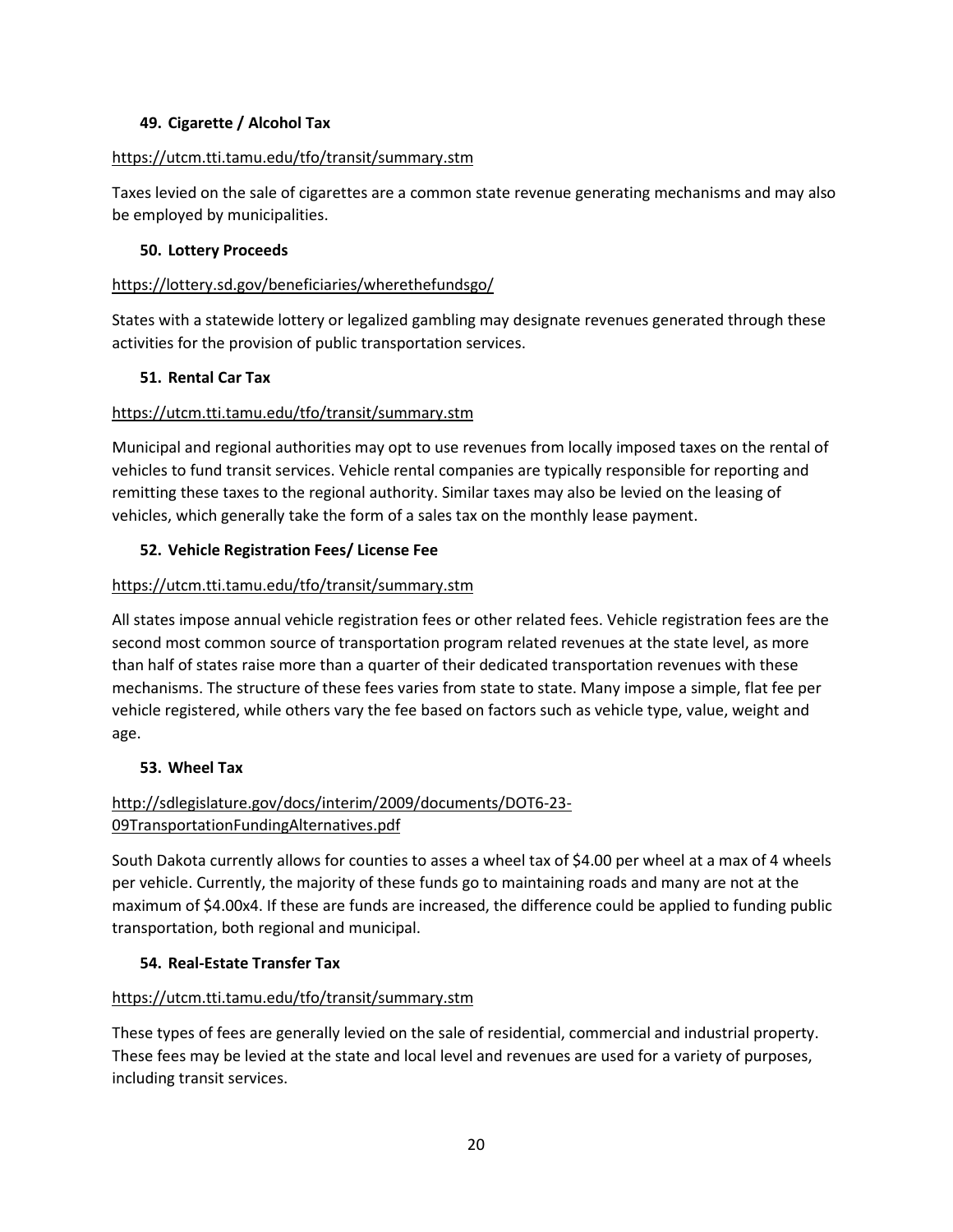### 49. Cigarette / Alcohol Tax

https://utcm.tti.tamu.edu/tfo/transit/summary.stm

Taxes levied on the sale of cigarettes are a common state revenue generating mechanisms and may also be employed by municipalities.

### 50. Lottery Proceeds

https://lottery.sd.gov/beneficiaries/wherethefundsgo/

States with a statewide lottery or legalized gambling may designate revenues generated through these activities for the provision of public transportation services.

### 51. Rental Car Tax

https://utcm.tti.tamu.edu/tfo/transit/summary.stm

Municipal and regional authorities may opt to use revenues from locally imposed taxes on the rental of vehicles to fund transit services. Vehicle rental companies are typically responsible for reporting and remitting these taxes to the regional authority. Similar taxes may also be levied on the leasing of vehicles, which generally take the form of a sales tax on the monthly lease payment.

### 52. Vehicle Registration Fees/ License Fee

https://utcm.tti.tamu.edu/tfo/transit/summary.stm

All states impose annual vehicle registration fees or other related fees. Vehicle registration fees are the second most common source of transportation program related revenues at the state level, as more than half of states raise more than a quarter of their dedicated transportation revenues with these mechanisms. The structure of these fees varies from state to state. Many impose a simple, flat fee per vehicle registered, while others vary the fee based on factors such as vehicle type, value, weight and age.

### 53. Wheel Tax

http://sdlegislature.gov/docs/interim/2009/documents/DOT6-23-09TransportationFundingAlternatives.pdf

South Dakota currently allows for counties to asses a wheel tax of $4.00 per wheel at a max of 4 wheels per vehicle. Currently, the majority of these funds go to maintaining roads and many are not at the maximum of $4.00x4. If these are funds are increased, the difference could be applied to funding public transportation, both regional and municipal.

### 54. Real-Estate Transfer Tax

https://utcm.tti.tamu.edu/tfo/transit/summary.stm

These types of fees are generally levied on the sale of residential, commercial and industrial property. These fees may be levied at the state and local level and revenues are used for a variety of purposes, including transit services.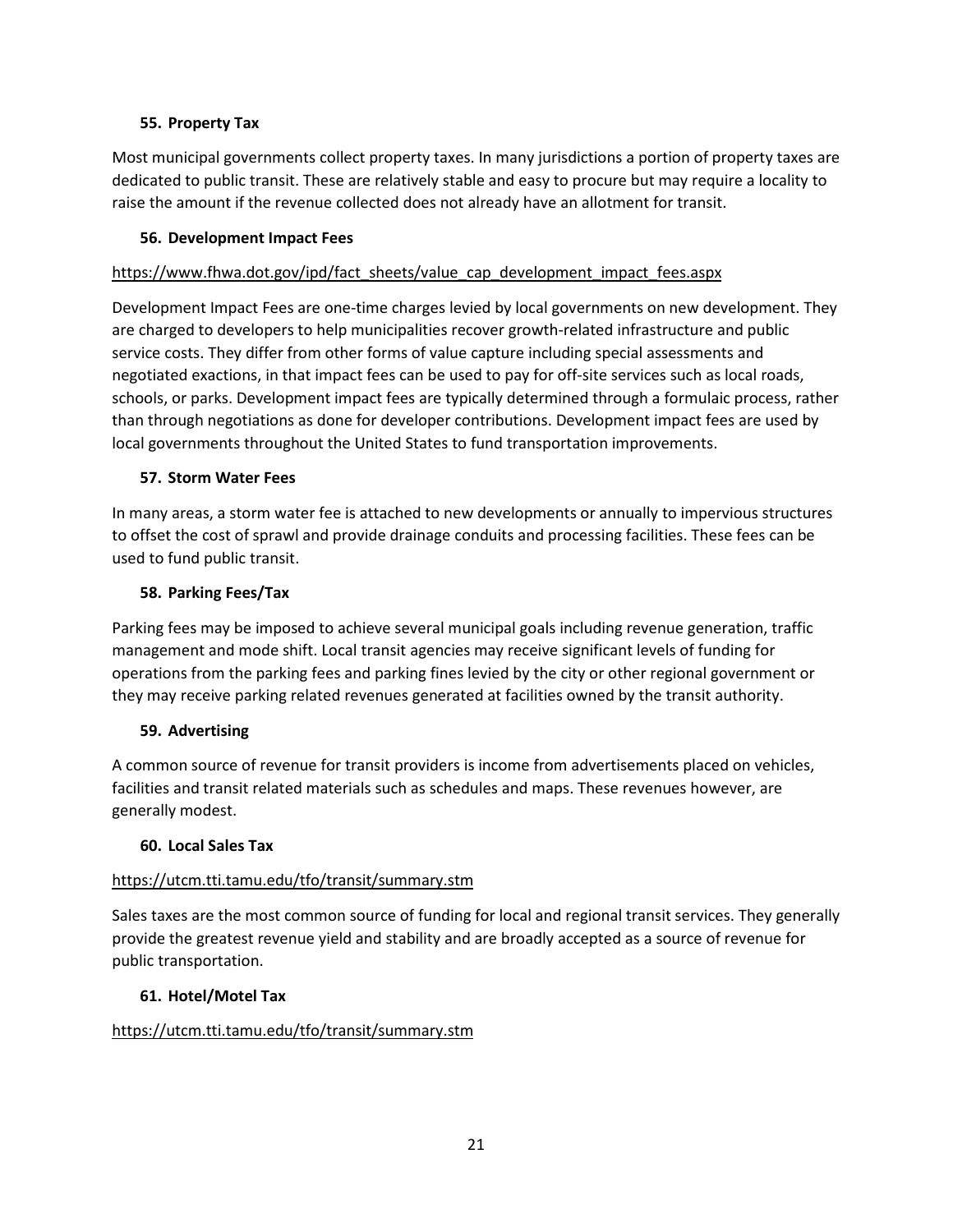### 55. Property Tax

Most municipal governments collect property taxes. In many jurisdictions a portion of property taxes are dedicated to public transit. These are relatively stable and easy to procure but may require a locality to raise the amount if the revenue collected does not already have an allotment for transit.

### 56. Development Impact Fees

https://www.fhwa.dot.gov/ipd/fact_sheets/value_cap_development_impact_fees.aspx

Development Impact Fees are one-time charges levied by local governments on new development. They are charged to developers to help municipalities recover growth-related infrastructure and public service costs. They differ from other forms of value capture including special assessments and negotiated exactions, in that impact fees can be used to pay for off-site services such as local roads, schools, or parks. Development impact fees are typically determined through a formulaic process, rather than through negotiations as done for developer contributions. Development impact fees are used by local governments throughout the United States to fund transportation improvements.

### 57. Storm Water Fees

In many areas, a storm water fee is attached to new developments or annually to impervious structures to offset the cost of sprawl and provide drainage conduits and processing facilities. These fees can be used to fund public transit.

### 58. Parking Fees/Tax

Parking fees may be imposed to achieve several municipal goals including revenue generation, traffic management and mode shift. Local transit agencies may receive significant levels of funding for operations from the parking fees and parking fines levied by the city or other regional government or they may receive parking related revenues generated at facilities owned by the transit authority.

### 59. Advertising

A common source of revenue for transit providers is income from advertisements placed on vehicles, facilities and transit related materials such as schedules and maps. These revenues however, are generally modest.

### 60. Local Sales Tax

https://utcm.tti.tamu.edu/tfo/transit/summary.stm

Sales taxes are the most common source of funding for local and regional transit services. They generally provide the greatest revenue yield and stability and are broadly accepted as a source of revenue for public transportation.

### 61. Hotel/Motel Tax

https://utcm.tti.tamu.edu/tfo/transit/summary.stm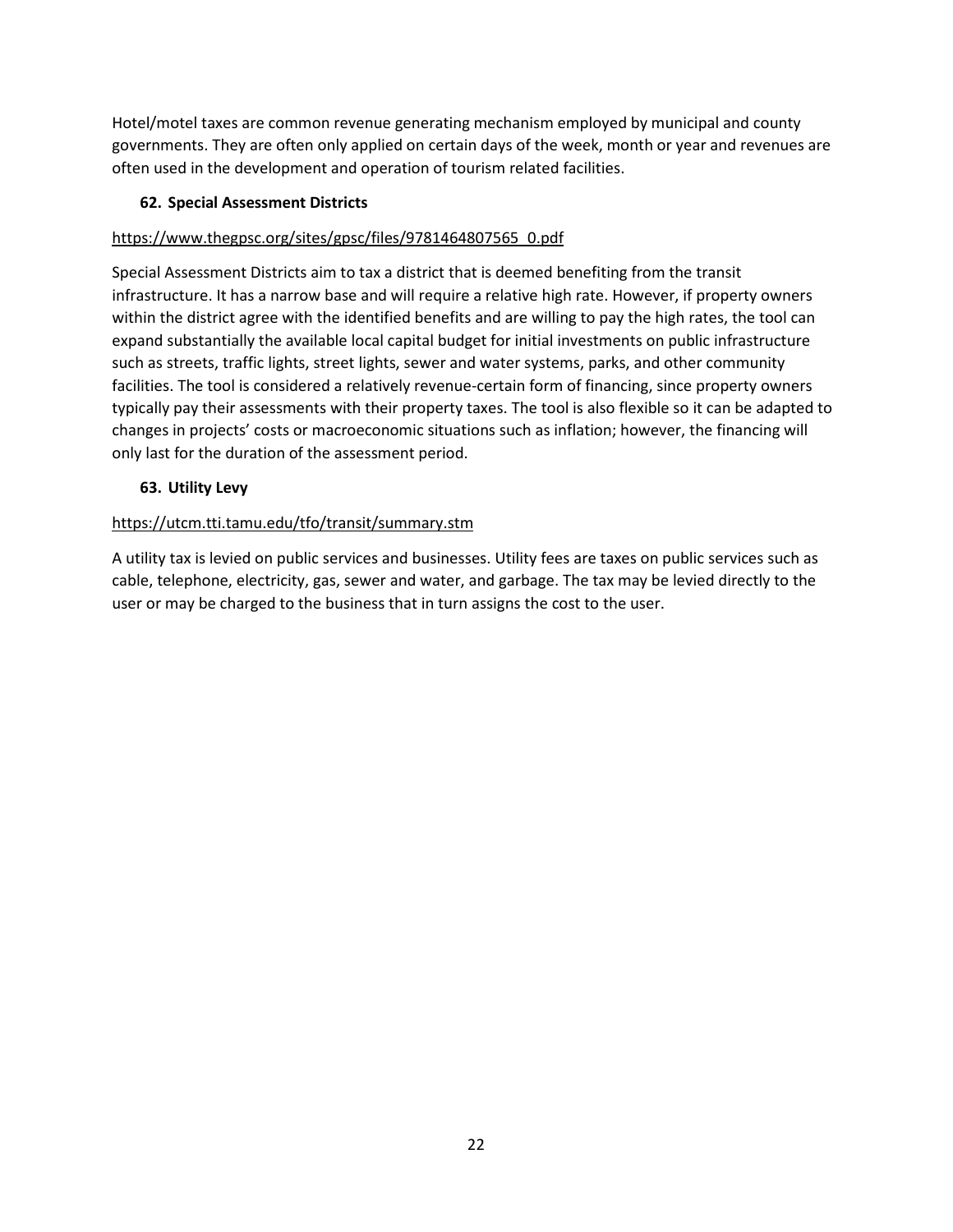Hotel/motel taxes are common revenue generating mechanism employed by municipal and county governments. They are often only applied on certain days of the week, month or year and revenues are often used in the development and operation of tourism related facilities.

### 62. Special Assessment Districts

https://www.thegpsc.org/sites/gpsc/files/9781464807565_0.pdf

Special Assessment Districts aim to tax a district that is deemed benefiting from the transit infrastructure. It has a narrow base and will require a relative high rate. However, if property owners within the district agree with the identified benefits and are willing to pay the high rates, the tool can expand substantially the available local capital budget for initial investments on public infrastructure such as streets, traffic lights, street lights, sewer and water systems, parks, and other community facilities. The tool is considered a relatively revenue-certain form of financing, since property owners typically pay their assessments with their property taxes. The tool is also flexible so it can be adapted to changes in projects' costs or macroeconomic situations such as inflation; however, the financing will only last for the duration of the assessment period.

### 63. Utility Levy

https://utcm.tti.tamu.edu/tfo/transit/summary.stm

A utility tax is levied on public services and businesses. Utility fees are taxes on public services such as cable, telephone, electricity, gas, sewer and water, and garbage. The tax may be levied directly to the user or may be charged to the business that in turn assigns the cost to the user.